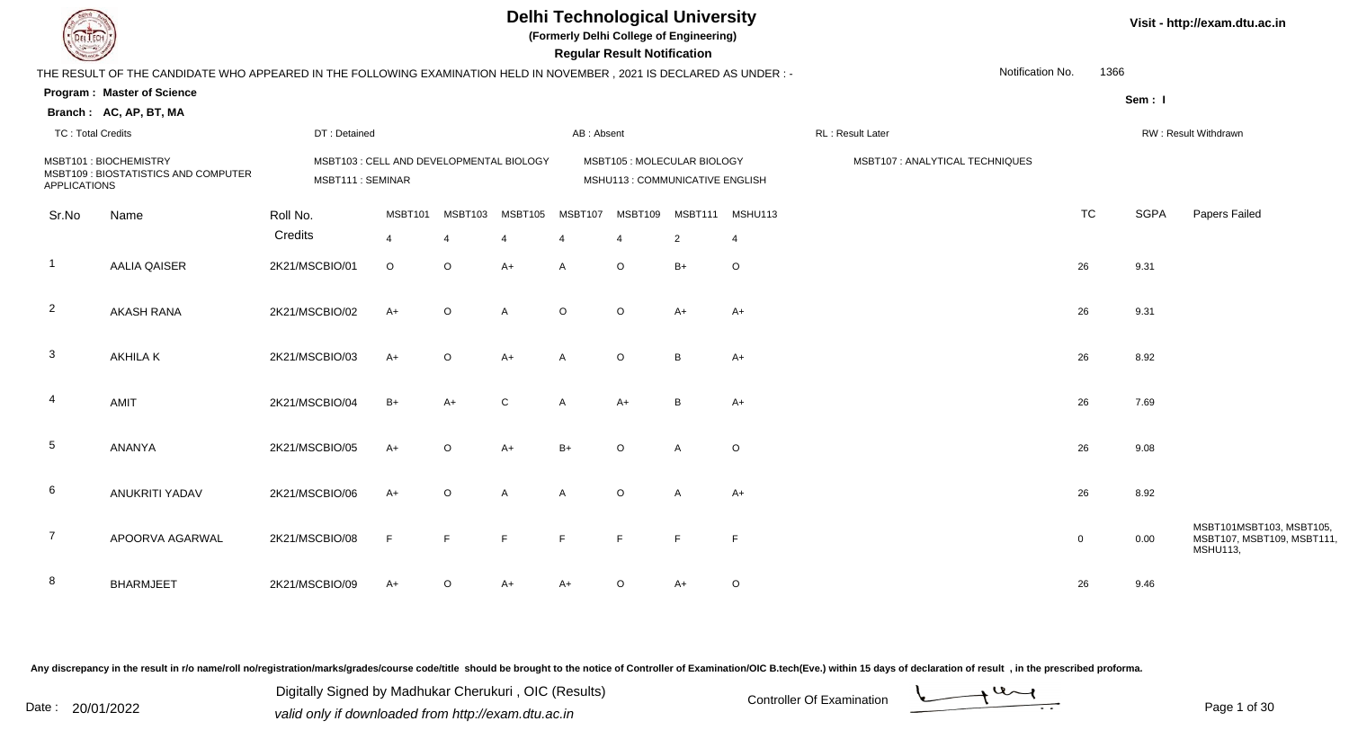# Delhi Technological University

**(Formerly Delhi College of Engineering)**

**Regular Result Notification**

Visit - http://exam.dtu.ac.in

THE RESULT OF THE CANDIDATE WHO APPEARED IN THE FOLLOWING EXAMINATION HELD IN NOVEMBER , 2021 IS DECLARED AS UNDER : -

Notification No. 1366

**Program : Master of Science**

**Sem : I**

**Branch : AC, AP, BT, MA**

TC : Total Credits | DT : Detained | AB : Absent | RL : Result Later | RW : Result Withdrawn

MSBT101 : BIOCHEMISTRY
MSBT103 : CELL AND DEVELOPMENTAL BIOLOGY
MSBT105 : MOLECULAR BIOLOGY
MSBT107 : ANALYTICAL TECHNIQUES
MSBT109 : BIOSTATISTICS AND COMPUTER APPLICATIONS
MSBT111 : SEMINAR
MSHU113 : COMMUNICATIVE ENGLISH

| Sr.No | Name | Roll No. | MSBT101 | MSBT103 | MSBT105 | MSBT107 | MSBT109 | MSBT111 | MSHU113 | TC | SGPA | Papers Failed |
|---|---|---|---|---|---|---|---|---|---|---|---|---|
| | | Credits | 4 | 4 | 4 | 4 | 4 | 2 | 4 | | | |
| 1 | AALIA QAISER | 2K21/MSCBIO/01 | O | O | A+ | A | O | B+ | O | 26 | 9.31 | |
| 2 | AKASH RANA | 2K21/MSCBIO/02 | A+ | O | A | O | O | A+ | A+ | 26 | 9.31 | |
| 3 | AKHILA K | 2K21/MSCBIO/03 | A+ | O | A+ | A | O | B | A+ | 26 | 8.92 | |
| 4 | AMIT | 2K21/MSCBIO/04 | B+ | A+ | C | A | A+ | B | A+ | 26 | 7.69 | |
| 5 | ANANYA | 2K21/MSCBIO/05 | A+ | O | A+ | B+ | O | A | O | 26 | 9.08 | |
| 6 | ANUKRITI YADAV | 2K21/MSCBIO/06 | A+ | O | A | A | O | A | A+ | 26 | 8.92 | |
| 7 | APOORVA AGARWAL | 2K21/MSCBIO/08 | F | F | F | F | F | F | F | 0 | 0.00 | MSBT101MSBT103, MSBT105, MSBT107, MSBT109, MSBT111, MSHU113, |
| 8 | BHARMJEET | 2K21/MSCBIO/09 | A+ | O | A+ | A+ | O | A+ | O | 26 | 9.46 | |

Any discrepancy in the result in r/o name/roll no/registration/marks/grades/course code/title should be brought to the notice of Controller of Examination/OIC B.tech(Eve.) within 15 days of declaration of result , in the prescribed proforma.

Date : 20/01/2022

Digitally Signed by Madhukar Cherukuri , OIC (Results)
valid only if downloaded from http://exam.dtu.ac.in

Controller Of Examination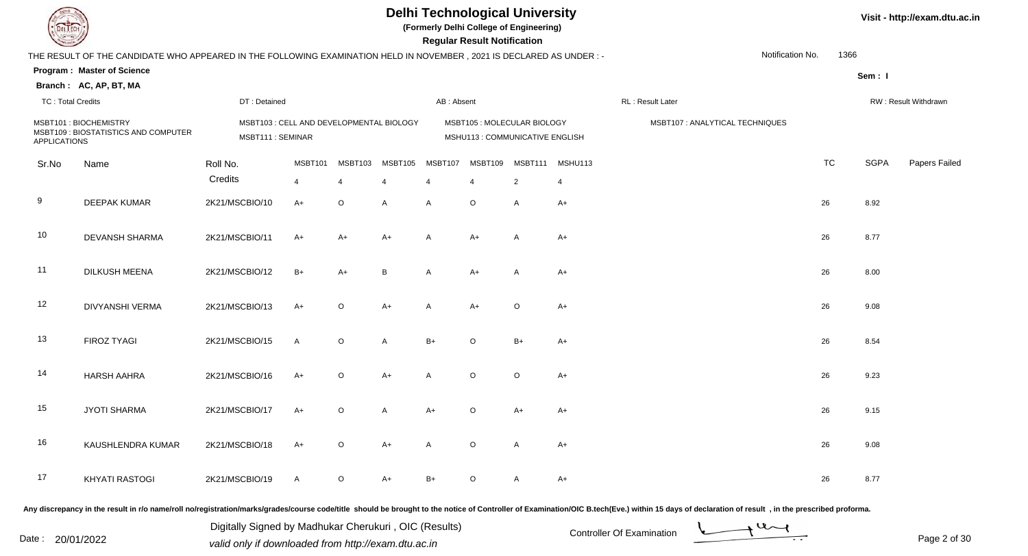# Delhi Technological University

**(Formerly Delhi College of Engineering)**

**Regular Result Notification**

THE RESULT OF THE CANDIDATE WHO APPEARED IN THE FOLLOWING EXAMINATION HELD IN NOVEMBER , 2021 IS DECLARED AS UNDER : -

Notification No. 1366

**Program : Master of Science**

**Branch : AC, AP, BT, MA**

Sem : I

TC : Total Credits | DT : Detained | AB : Absent | RL : Result Later | RW : Result Withdrawn

MSBT101 : BIOCHEMISTRY
MSBT103 : CELL AND DEVELOPMENTAL BIOLOGY
MSBT105 : MOLECULAR BIOLOGY
MSBT107 : ANALYTICAL TECHNIQUES
MSBT109 : BIOSTATISTICS AND COMPUTER APPLICATIONS
MSBT111 : SEMINAR
MSHU113 : COMMUNICATIVE ENGLISH

| Sr.No | Name | Roll No. | MSBT101 | MSBT103 | MSBT105 | MSBT107 | MSBT109 | MSBT111 | MSHU113 | TC | SGPA | Papers Failed |
|---|---|---|---|---|---|---|---|---|---|---|---|---|
| | | Credits | 4 | 4 | 4 | 4 | 4 | 2 | 4 | | | |
| 9 | DEEPAK KUMAR | 2K21/MSCBIO/10 | A+ | O | A | A | O | A | A+ | 26 | 8.92 | |
| 10 | DEVANSH SHARMA | 2K21/MSCBIO/11 | A+ | A+ | A+ | A | A+ | A | A+ | 26 | 8.77 | |
| 11 | DILKUSH MEENA | 2K21/MSCBIO/12 | B+ | A+ | B | A | A+ | A | A+ | 26 | 8.00 | |
| 12 | DIVYANSHI VERMA | 2K21/MSCBIO/13 | A+ | O | A+ | A | A+ | O | A+ | 26 | 9.08 | |
| 13 | FIROZ TYAGI | 2K21/MSCBIO/15 | A | O | A | B+ | O | B+ | A+ | 26 | 8.54 | |
| 14 | HARSH AAHRA | 2K21/MSCBIO/16 | A+ | O | A+ | A | O | O | A+ | 26 | 9.23 | |
| 15 | JYOTI SHARMA | 2K21/MSCBIO/17 | A+ | O | A | A+ | O | A+ | A+ | 26 | 9.15 | |
| 16 | KAUSHLENDRA KUMAR | 2K21/MSCBIO/18 | A+ | O | A+ | A | O | A | A+ | 26 | 9.08 | |
| 17 | KHYATI RASTOGI | 2K21/MSCBIO/19 | A | O | A+ | B+ | O | A | A+ | 26 | 8.77 | |

Any discrepancy in the result in r/o name/roll no/registration/marks/grades/course code/title should be brought to the notice of Controller of Examination/OIC B.tech(Eve.) within 15 days of declaration of result , in the prescribed proforma.

Date : 20/01/2022

Digitally Signed by Madhukar Cherukuri , OIC (Results)
valid only if downloaded from http://exam.dtu.ac.in

Controller Of Examination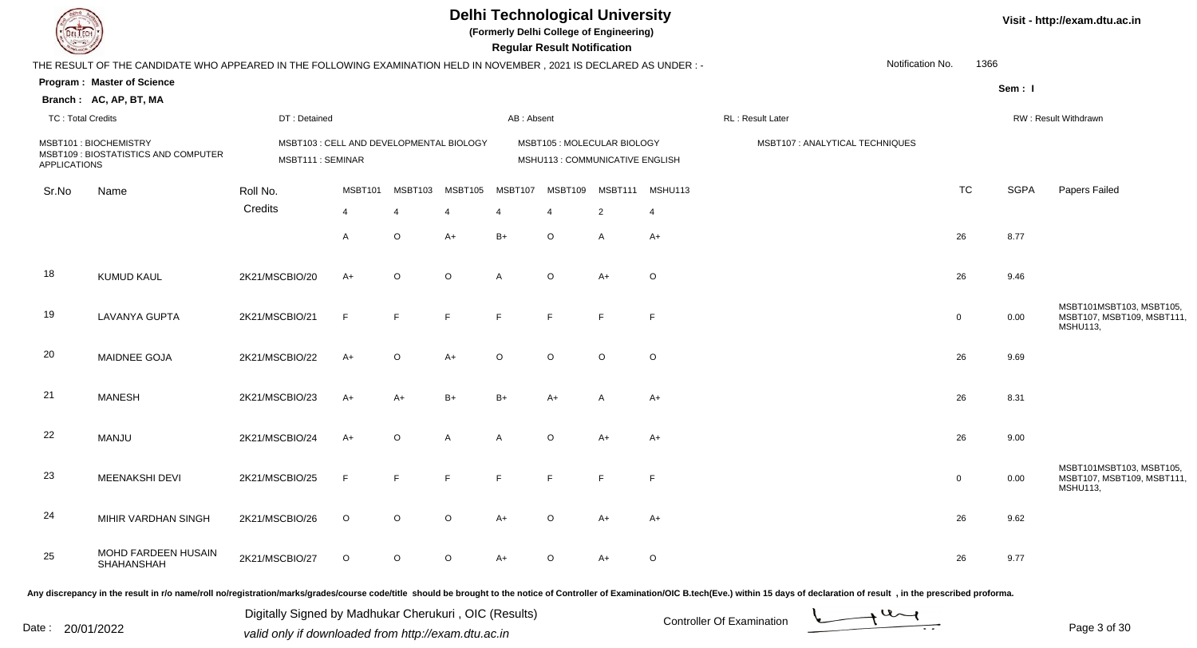# Delhi Technological University

**(Formerly Delhi College of Engineering)**

**Regular Result Notification**

Visit - http://exam.dtu.ac.in

THE RESULT OF THE CANDIDATE WHO APPEARED IN THE FOLLOWING EXAMINATION HELD IN NOVEMBER , 2021 IS DECLARED AS UNDER : -

Notification No. 1366

**Program : Master of Science**

**Branch : AC, AP, BT, MA**

Sem : I

TC : Total Credits | DT : Detained | AB : Absent | RL : Result Later | RW : Result Withdrawn

MSBT101 : BIOCHEMISTRY
MSBT103 : CELL AND DEVELOPMENTAL BIOLOGY
MSBT105 : MOLECULAR BIOLOGY
MSBT107 : ANALYTICAL TECHNIQUES
MSBT109 : BIOSTATISTICS AND COMPUTER APPLICATIONS
MSBT111 : SEMINAR
MSHU113 : COMMUNICATIVE ENGLISH

| Sr.No | Name | Roll No. | MSBT101 | MSBT103 | MSBT105 | MSBT107 | MSBT109 | MSBT111 | MSHU113 | TC | SGPA | Papers Failed |
|---|---|---|---|---|---|---|---|---|---|---|---|---|
| | | Credits | 4 | 4 | 4 | 4 | 4 | 2 | 4 | | | |
| | | | A | O | A+ | B+ | O | A | A+ | 26 | 8.77 | |
| 18 | KUMUD KAUL | 2K21/MSCBIO/20 | A+ | O | O | A | O | A+ | O | 26 | 9.46 | |
| 19 | LAVANYA GUPTA | 2K21/MSCBIO/21 | F | F | F | F | F | F | F | 0 | 0.00 | MSBT101MSBT103, MSBT105, MSBT107, MSBT109, MSBT111, MSHU113, |
| 20 | MAIDNEE GOJA | 2K21/MSCBIO/22 | A+ | O | A+ | O | O | O | O | 26 | 9.69 | |
| 21 | MANESH | 2K21/MSCBIO/23 | A+ | A+ | B+ | B+ | A+ | A | A+ | 26 | 8.31 | |
| 22 | MANJU | 2K21/MSCBIO/24 | A+ | O | A | A | O | A+ | A+ | 26 | 9.00 | |
| 23 | MEENAKSHI DEVI | 2K21/MSCBIO/25 | F | F | F | F | F | F | F | 0 | 0.00 | MSBT101MSBT103, MSBT105, MSBT107, MSBT109, MSBT111, MSHU113, |
| 24 | MIHIR VARDHAN SINGH | 2K21/MSCBIO/26 | O | O | O | A+ | O | A+ | A+ | 26 | 9.62 | |
| 25 | MOHD FARDEEN HUSAIN SHAHANSHAH | 2K21/MSCBIO/27 | O | O | O | A+ | O | A+ | O | 26 | 9.77 | |

Any discrepancy in the result in r/o name/roll no/registration/marks/grades/course code/title should be brought to the notice of Controller of Examination/OIC B.tech(Eve.) within 15 days of declaration of result , in the prescribed proforma.

Date : 20/01/2022

Digitally Signed by Madhukar Cherukuri , OIC (Results)
valid only if downloaded from http://exam.dtu.ac.in

Controller Of Examination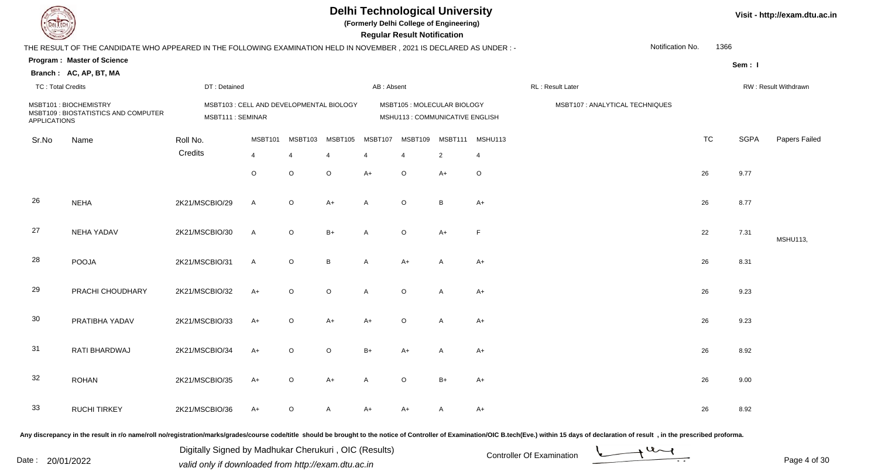# Delhi Technological University

**(Formerly Delhi College of Engineering)**

**Regular Result Notification**

Visit - http://exam.dtu.ac.in

THE RESULT OF THE CANDIDATE WHO APPEARED IN THE FOLLOWING EXAMINATION HELD IN NOVEMBER , 2021 IS DECLARED AS UNDER : -

Notification No. 1366

**Program : Master of Science**

**Sem : I**

**Branch : AC, AP, BT, MA**

TC : Total Credits | DT : Detained | AB : Absent | RL : Result Later | RW : Result Withdrawn

MSBT101 : BIOCHEMISTRY
MSBT103 : CELL AND DEVELOPMENTAL BIOLOGY
MSBT105 : MOLECULAR BIOLOGY
MSBT107 : ANALYTICAL TECHNIQUES
MSBT109 : BIOSTATISTICS AND COMPUTER APPLICATIONS
MSBT111 : SEMINAR
MSHU113 : COMMUNICATIVE ENGLISH

| Sr.No | Name | Roll No. | MSBT101 | MSBT103 | MSBT105 | MSBT107 | MSBT109 | MSBT111 | MSHU113 | TC | SGPA | Papers Failed |
|---|---|---|---|---|---|---|---|---|---|---|---|---|
| | | Credits | 4 | 4 | 4 | 4 | 4 | 2 | 4 | | | |
| | | | O | O | O | A+ | O | A+ | O | 26 | 9.77 | |
| 26 | NEHA | 2K21/MSCBIO/29 | A | O | A+ | A | O | B | A+ | 26 | 8.77 | |
| 27 | NEHA YADAV | 2K21/MSCBIO/30 | A | O | B+ | A | O | A+ | F | 22 | 7.31 | MSHU113, |
| 28 | POOJA | 2K21/MSCBIO/31 | A | O | B | A | A+ | A | A+ | 26 | 8.31 | |
| 29 | PRACHI CHOUDHARY | 2K21/MSCBIO/32 | A+ | O | O | A | O | A | A+ | 26 | 9.23 | |
| 30 | PRATIBHA YADAV | 2K21/MSCBIO/33 | A+ | O | A+ | A+ | O | A | A+ | 26 | 9.23 | |
| 31 | RATI BHARDWAJ | 2K21/MSCBIO/34 | A+ | O | O | B+ | A+ | A | A+ | 26 | 8.92 | |
| 32 | ROHAN | 2K21/MSCBIO/35 | A+ | O | A+ | A | O | B+ | A+ | 26 | 9.00 | |
| 33 | RUCHI TIRKEY | 2K21/MSCBIO/36 | A+ | O | A | A+ | A+ | A | A+ | 26 | 8.92 | |

Any discrepancy in the result in r/o name/roll no/registration/marks/grades/course code/title should be brought to the notice of Controller of Examination/OIC B.tech(Eve.) within 15 days of declaration of result , in the prescribed proforma.

Date : 20/01/2022

Digitally Signed by Madhukar Cherukuri , OIC (Results)
valid only if downloaded from http://exam.dtu.ac.in

Controller Of Examination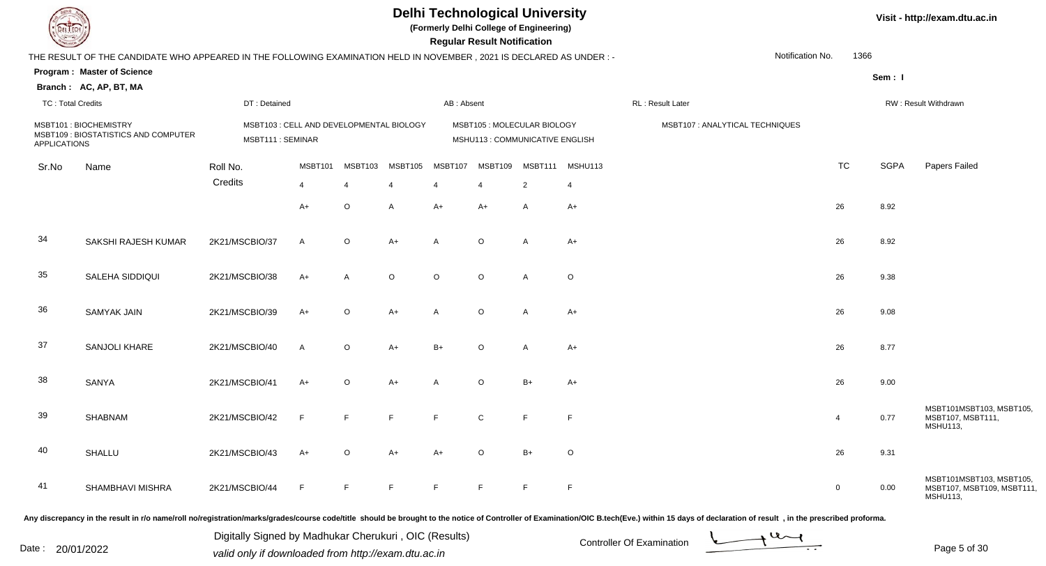# Delhi Technological University

**(Formerly Delhi College of Engineering)**

**Regular Result Notification**

Visit - http://exam.dtu.ac.in

THE RESULT OF THE CANDIDATE WHO APPEARED IN THE FOLLOWING EXAMINATION HELD IN NOVEMBER , 2021 IS DECLARED AS UNDER : -

Notification No. 1366

**Program : Master of Science**

**Sem : I**

**Branch : AC, AP, BT, MA**

TC : Total Credits | DT : Detained | AB : Absent | RL : Result Later | RW : Result Withdrawn

MSBT101 : BIOCHEMISTRY
MSBT103 : CELL AND DEVELOPMENTAL BIOLOGY
MSBT105 : MOLECULAR BIOLOGY
MSBT107 : ANALYTICAL TECHNIQUES
MSBT109 : BIOSTATISTICS AND COMPUTER APPLICATIONS
MSBT111 : SEMINAR
MSHU113 : COMMUNICATIVE ENGLISH

| Sr.No | Name | Roll No. | MSBT101 | MSBT103 | MSBT105 | MSBT107 | MSBT109 | MSBT111 | MSHU113 | TC | SGPA | Papers Failed |
|---|---|---|---|---|---|---|---|---|---|---|---|---|
| | | Credits | 4 | 4 | 4 | 4 | 4 | 2 | 4 | | | |
| | | | A+ | O | A | A+ | A+ | A | A+ | 26 | 8.92 | |
| 34 | SAKSHI RAJESH KUMAR | 2K21/MSCBIO/37 | A | O | A+ | A | O | A | A+ | 26 | 8.92 | |
| 35 | SALEHA SIDDIQUI | 2K21/MSCBIO/38 | A+ | A | O | O | O | A | O | 26 | 9.38 | |
| 36 | SAMYAK JAIN | 2K21/MSCBIO/39 | A+ | O | A+ | A | O | A | A+ | 26 | 9.08 | |
| 37 | SANJOLI KHARE | 2K21/MSCBIO/40 | A | O | A+ | B+ | O | A | A+ | 26 | 8.77 | |
| 38 | SANYA | 2K21/MSCBIO/41 | A+ | O | A+ | A | O | B+ | A+ | 26 | 9.00 | |
| 39 | SHABNAM | 2K21/MSCBIO/42 | F | F | F | F | C | F | F | 4 | 0.77 | MSBT101MSBT103, MSBT105, MSBT107, MSBT111, MSHU113, |
| 40 | SHALLU | 2K21/MSCBIO/43 | A+ | O | A+ | A+ | O | B+ | O | 26 | 9.31 | |
| 41 | SHAMBHAVI MISHRA | 2K21/MSCBIO/44 | F | F | F | F | F | F | F | 0 | 0.00 | MSBT101MSBT103, MSBT105, MSBT107, MSBT109, MSBT111, MSHU113, |

Any discrepancy in the result in r/o name/roll no/registration/marks/grades/course code/title should be brought to the notice of Controller of Examination/OIC B.tech(Eve.) within 15 days of declaration of result , in the prescribed proforma.

Date : 20/01/2022

Digitally Signed by Madhukar Cherukuri , OIC (Results)
valid only if downloaded from http://exam.dtu.ac.in

Controller Of Examination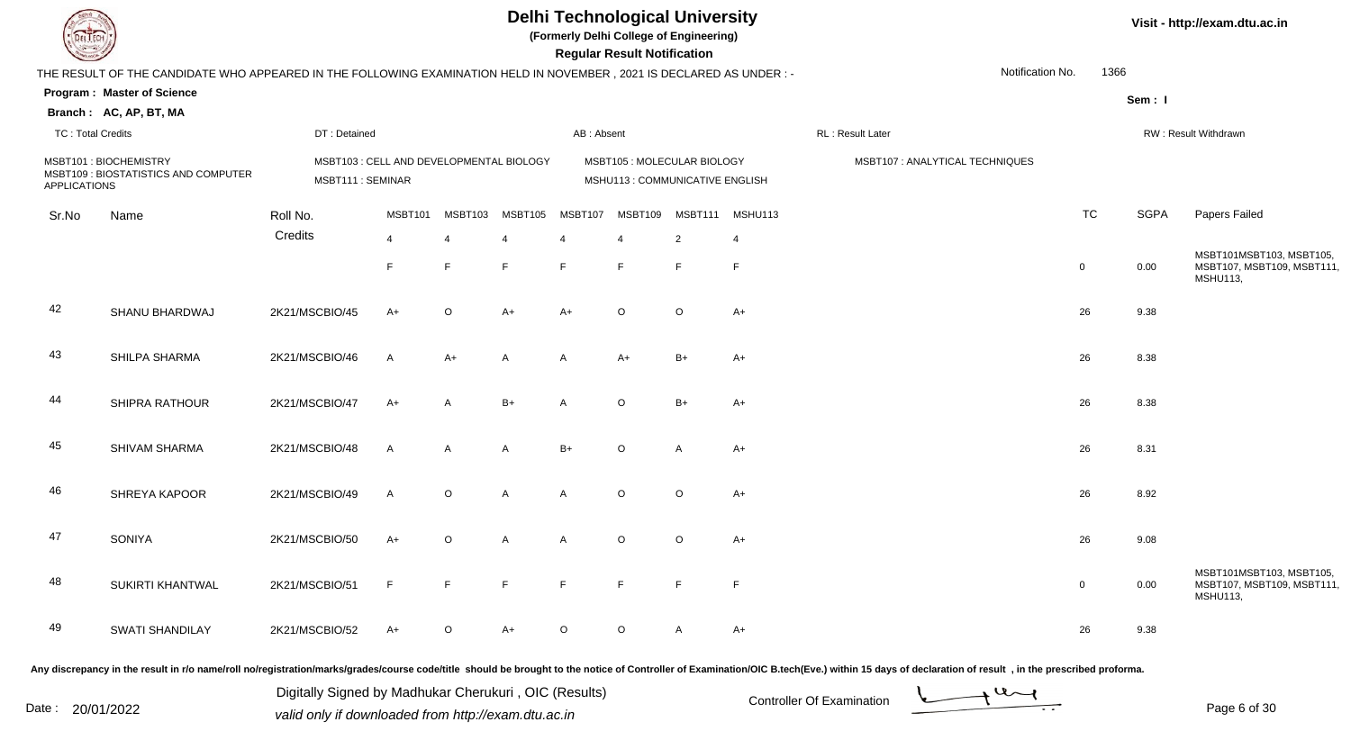# Delhi Technological University

**(Formerly Delhi College of Engineering)**

**Regular Result Notification**

Visit - http://exam.dtu.ac.in

THE RESULT OF THE CANDIDATE WHO APPEARED IN THE FOLLOWING EXAMINATION HELD IN NOVEMBER , 2021 IS DECLARED AS UNDER : -

Notification No. 1366

**Program : Master of Science**

**Branch : AC, AP, BT, MA**

Sem : I

TC : Total Credits | DT : Detained | AB : Absent | RL : Result Later | RW : Result Withdrawn

MSBT101 : BIOCHEMISTRY
MSBT103 : CELL AND DEVELOPMENTAL BIOLOGY
MSBT105 : MOLECULAR BIOLOGY
MSBT107 : ANALYTICAL TECHNIQUES
MSBT109 : BIOSTATISTICS AND COMPUTER APPLICATIONS
MSBT111 : SEMINAR
MSHU113 : COMMUNICATIVE ENGLISH

| Sr.No | Name | Roll No. | MSBT101 | MSBT103 | MSBT105 | MSBT107 | MSBT109 | MSBT111 | MSHU113 | TC | SGPA | Papers Failed |
|---|---|---|---|---|---|---|---|---|---|---|---|---|
| | | Credits | 4 | 4 | 4 | 4 | 4 | 2 | 4 | | | |
| | | | F | F | F | F | F | F | F | 0 | 0.00 | MSBT101MSBT103, MSBT105, MSBT107, MSBT109, MSBT111, MSHU113, |
| 42 | SHANU BHARDWAJ | 2K21/MSCBIO/45 | A+ | O | A+ | A+ | O | O | A+ | 26 | 9.38 | |
| 43 | SHILPA SHARMA | 2K21/MSCBIO/46 | A | A+ | A | A | A+ | B+ | A+ | 26 | 8.38 | |
| 44 | SHIPRA RATHOUR | 2K21/MSCBIO/47 | A+ | A | B+ | A | O | B+ | A+ | 26 | 8.38 | |
| 45 | SHIVAM SHARMA | 2K21/MSCBIO/48 | A | A | A | B+ | O | A | A+ | 26 | 8.31 | |
| 46 | SHREYA KAPOOR | 2K21/MSCBIO/49 | A | O | A | A | O | O | A+ | 26 | 8.92 | |
| 47 | SONIYA | 2K21/MSCBIO/50 | A+ | O | A | A | O | O | A+ | 26 | 9.08 | |
| 48 | SUKIRTI KHANTWAL | 2K21/MSCBIO/51 | F | F | F | F | F | F | F | 0 | 0.00 | MSBT101MSBT103, MSBT105, MSBT107, MSBT109, MSBT111, MSHU113, |
| 49 | SWATI SHANDILAY | 2K21/MSCBIO/52 | A+ | O | A+ | O | O | A | A+ | 26 | 9.38 | |

Any discrepancy in the result in r/o name/roll no/registration/marks/grades/course code/title should be brought to the notice of Controller of Examination/OIC B.tech(Eve.) within 15 days of declaration of result , in the prescribed proforma.

Date : 20/01/2022

Digitally Signed by Madhukar Cherukuri , OIC (Results)
valid only if downloaded from http://exam.dtu.ac.in

Controller Of Examination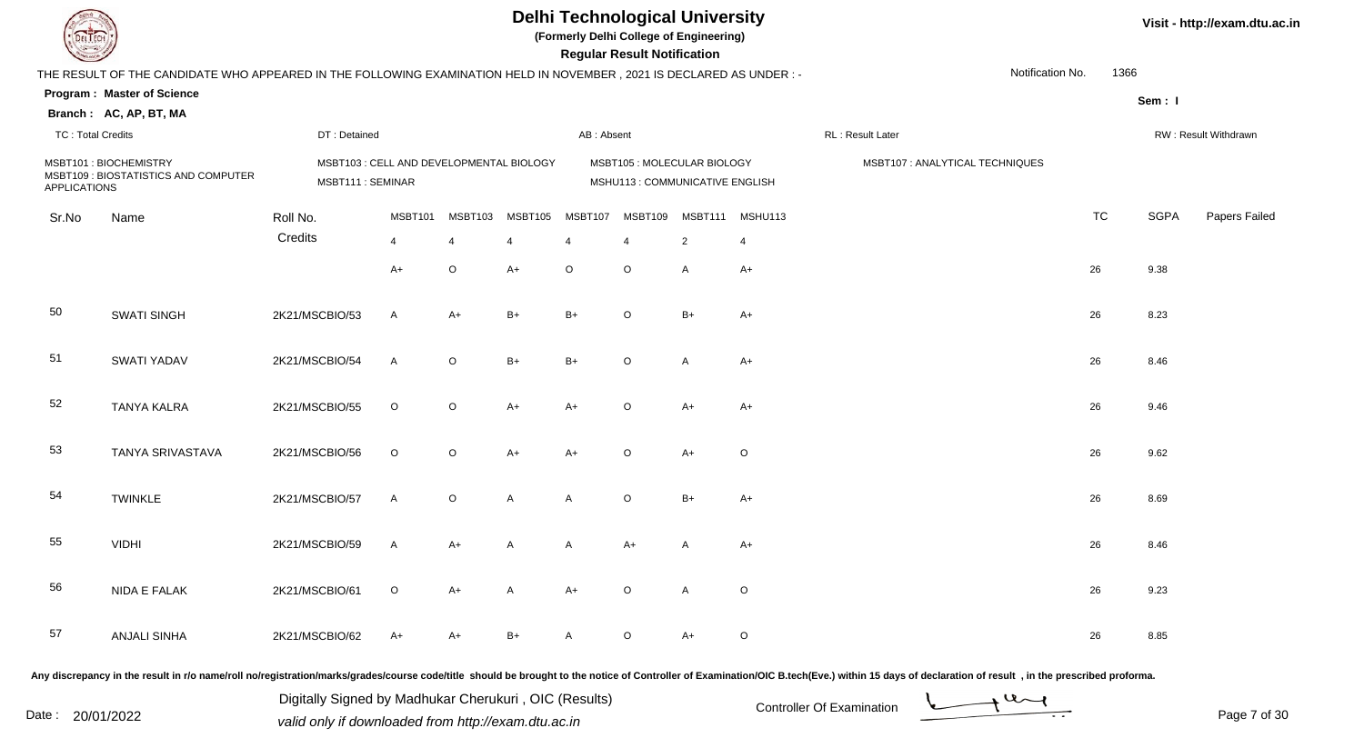# Delhi Technological University

**(Formerly Delhi College of Engineering)**

**Regular Result Notification**

Visit - http://exam.dtu.ac.in

THE RESULT OF THE CANDIDATE WHO APPEARED IN THE FOLLOWING EXAMINATION HELD IN NOVEMBER , 2021 IS DECLARED AS UNDER : -

Notification No. 1366

**Program : Master of Science**

**Branch : AC, AP, BT, MA**

Sem : I

TC : Total Credits | DT : Detained | AB : Absent | RL : Result Later | RW : Result Withdrawn

MSBT101 : BIOCHEMISTRY
MSBT103 : CELL AND DEVELOPMENTAL BIOLOGY
MSBT105 : MOLECULAR BIOLOGY
MSBT107 : ANALYTICAL TECHNIQUES
MSBT109 : BIOSTATISTICS AND COMPUTER APPLICATIONS
MSBT111 : SEMINAR
MSHU113 : COMMUNICATIVE ENGLISH

| Sr.No | Name | Roll No. | MSBT101 | MSBT103 | MSBT105 | MSBT107 | MSBT109 | MSBT111 | MSHU113 | TC | SGPA | Papers Failed |
|---|---|---|---|---|---|---|---|---|---|---|---|---|
| | | Credits | 4 | 4 | 4 | 4 | 4 | 2 | 4 | | | |
| | | | A+ | O | A+ | O | O | A | A+ | 26 | 9.38 | |
| 50 | SWATI SINGH | 2K21/MSCBIO/53 | A | A+ | B+ | B+ | O | B+ | A+ | 26 | 8.23 | |
| 51 | SWATI YADAV | 2K21/MSCBIO/54 | A | O | B+ | B+ | O | A | A+ | 26 | 8.46 | |
| 52 | TANYA KALRA | 2K21/MSCBIO/55 | O | O | A+ | A+ | O | A+ | A+ | 26 | 9.46 | |
| 53 | TANYA SRIVASTAVA | 2K21/MSCBIO/56 | O | O | A+ | A+ | O | A+ | O | 26 | 9.62 | |
| 54 | TWINKLE | 2K21/MSCBIO/57 | A | O | A | A | O | B+ | A+ | 26 | 8.69 | |
| 55 | VIDHI | 2K21/MSCBIO/59 | A | A+ | A | A | A+ | A | A+ | 26 | 8.46 | |
| 56 | NIDA E FALAK | 2K21/MSCBIO/61 | O | A+ | A | A+ | O | A | O | 26 | 9.23 | |
| 57 | ANJALI SINHA | 2K21/MSCBIO/62 | A+ | A+ | B+ | A | O | A+ | O | 26 | 8.85 | |

Any discrepancy in the result in r/o name/roll no/registration/marks/grades/course code/title should be brought to the notice of Controller of Examination/OIC B.tech(Eve.) within 15 days of declaration of result , in the prescribed proforma.

Date : 20/01/2022

Digitally Signed by Madhukar Cherukuri , OIC (Results)
valid only if downloaded from http://exam.dtu.ac.in

Controller Of Examination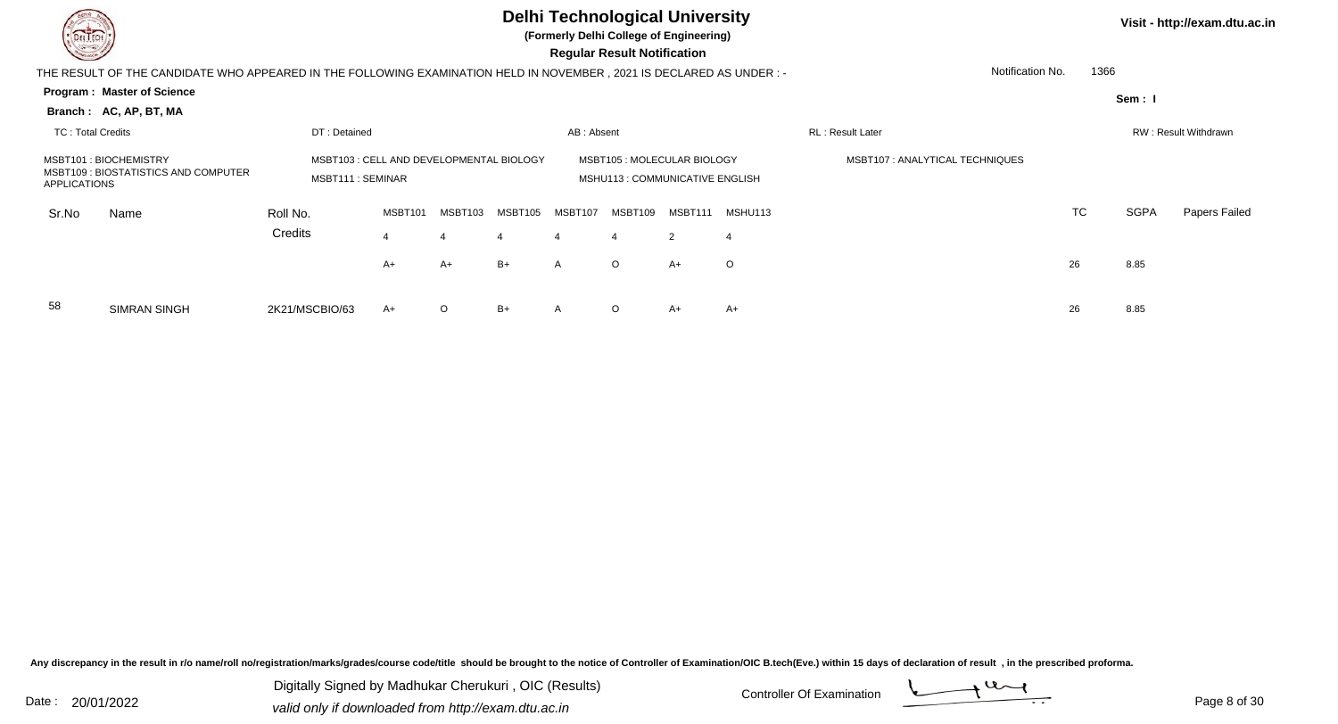# Delhi Technological University

**(Formerly Delhi College of Engineering)**

**Regular Result Notification**

Visit - http://exam.dtu.ac.in

THE RESULT OF THE CANDIDATE WHO APPEARED IN THE FOLLOWING EXAMINATION HELD IN NOVEMBER , 2021 IS DECLARED AS UNDER : -

Notification No. 1366

**Program : Master of Science**

**Sem : I**

**Branch : AC, AP, BT, MA**

TC : Total Credits | DT : Detained | AB : Absent | RL : Result Later | RW : Result Withdrawn

MSBT101 : BIOCHEMISTRY
MSBT103 : CELL AND DEVELOPMENTAL BIOLOGY
MSBT105 : MOLECULAR BIOLOGY
MSBT107 : ANALYTICAL TECHNIQUES
MSBT109 : BIOSTATISTICS AND COMPUTER APPLICATIONS
MSBT111 : SEMINAR
MSHU113 : COMMUNICATIVE ENGLISH

| Sr.No | Name | Roll No. | MSBT101 | MSBT103 | MSBT105 | MSBT107 | MSBT109 | MSBT111 | MSHU113 | TC | SGPA | Papers Failed |
|---|---|---|---|---|---|---|---|---|---|---|---|---|
| | | Credits | 4 | 4 | 4 | 4 | 4 | 2 | 4 | | | |
| | | | A+ | A+ | B+ | A | O | A+ | O | 26 | 8.85 | |
| 58 | SIMRAN SINGH | 2K21/MSCBIO/63 | A+ | O | B+ | A | O | A+ | A+ | 26 | 8.85 | |

Any discrepancy in the result in r/o name/roll no/registration/marks/grades/course code/title should be brought to the notice of Controller of Examination/OIC B.tech(Eve.) within 15 days of declaration of result , in the prescribed proforma.

Date : 20/01/2022

Digitally Signed by Madhukar Cherukuri , OIC (Results)
valid only if downloaded from http://exam.dtu.ac.in

Controller Of Examination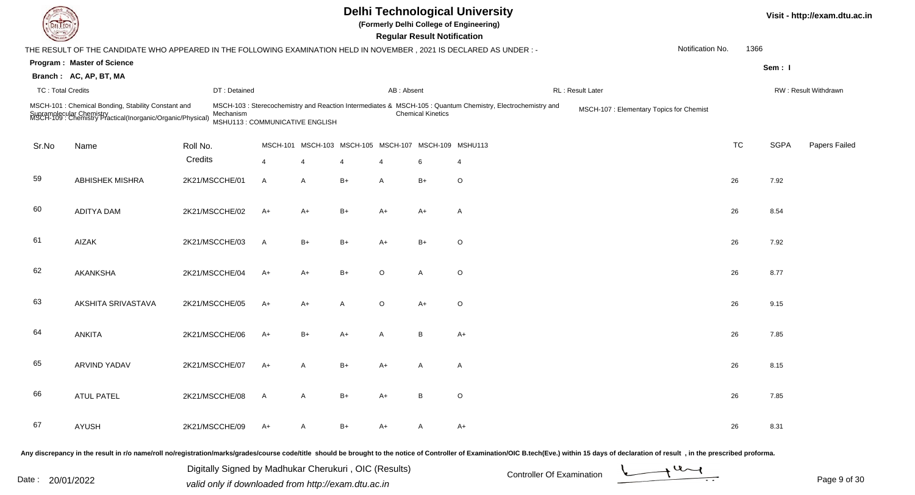# Delhi Technological University

(Formerly Delhi College of Engineering)

**Regular Result Notification**

Visit - http://exam.dtu.ac.in

THE RESULT OF THE CANDIDATE WHO APPEARED IN THE FOLLOWING EXAMINATION HELD IN NOVEMBER , 2021 IS DECLARED AS UNDER : -

Notification No. 1366

**Program : Master of Science**

**Branch : AC, AP, BT, MA**

**Sem : I**

TC : Total Credits | DT : Detained | AB : Absent | RL : Result Later | RW : Result Withdrawn

MSCH-101 : Chemical Bonding, Stability Constant and Supramolecular Chemistry
MSCH-103 : Sterecochemistry and Reaction Intermediates & Mechanism
MSCH-105 : Quantum Chemistry, Electrochemistry and Chemical Kinetics
MSCH-107 : Elementary Topics for Chemist
MSCH-109 : Chemistry Practical(Inorganic/Organic/Physical)
MSHU113 : COMMUNICATIVE ENGLISH

| Sr.No | Name | Roll No. | MSCH-101 | MSCH-103 | MSCH-105 | MSCH-107 | MSCH-109 | MSHU113 | TC | SGPA | Papers Failed |
|---|---|---|---|---|---|---|---|---|---|---|---|
| | | Credits | 4 | 4 | 4 | 4 | 6 | 4 | | | |
| 59 | ABHISHEK MISHRA | 2K21/MSCCHE/01 | A | A | B+ | A | B+ | O | 26 | 7.92 | |
| 60 | ADITYA DAM | 2K21/MSCCHE/02 | A+ | A+ | B+ | A+ | A+ | A | 26 | 8.54 | |
| 61 | AIZAK | 2K21/MSCCHE/03 | A | B+ | B+ | A+ | B+ | O | 26 | 7.92 | |
| 62 | AKANKSHA | 2K21/MSCCHE/04 | A+ | A+ | B+ | O | A | O | 26 | 8.77 | |
| 63 | AKSHITA SRIVASTAVA | 2K21/MSCCHE/05 | A+ | A+ | A | O | A+ | O | 26 | 9.15 | |
| 64 | ANKITA | 2K21/MSCCHE/06 | A+ | B+ | A+ | A | B | A+ | 26 | 7.85 | |
| 65 | ARVIND YADAV | 2K21/MSCCHE/07 | A+ | A | B+ | A+ | A | A | 26 | 8.15 | |
| 66 | ATUL PATEL | 2K21/MSCCHE/08 | A | A | B+ | A+ | B | O | 26 | 7.85 | |
| 67 | AYUSH | 2K21/MSCCHE/09 | A+ | A | B+ | A+ | A | A+ | 26 | 8.31 | |

Any discrepancy in the result in r/o name/roll no/registration/marks/grades/course code/title should be brought to the notice of Controller of Examination/OIC B.tech(Eve.) within 15 days of declaration of result , in the prescribed proforma.

Date : 20/01/2022

Digitally Signed by Madhukar Cherukuri , OIC (Results)
valid only if downloaded from http://exam.dtu.ac.in

Controller Of Examination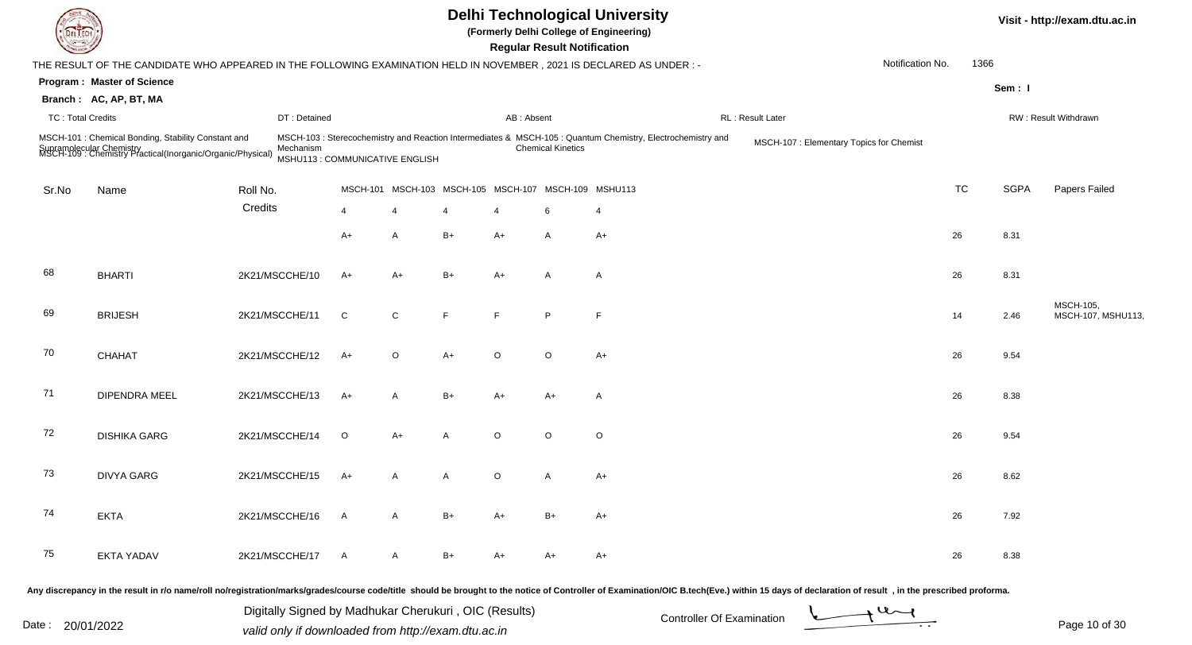# Delhi Technological University

(Formerly Delhi College of Engineering)

**Regular Result Notification**

Visit - http://exam.dtu.ac.in

THE RESULT OF THE CANDIDATE WHO APPEARED IN THE FOLLOWING EXAMINATION HELD IN NOVEMBER , 2021 IS DECLARED AS UNDER : -

Notification No. 1366

**Program : Master of Science**

**Branch : AC, AP, BT, MA**

Sem : I

TC : Total Credits | DT : Detained | AB : Absent | RL : Result Later | RW : Result Withdrawn

MSCH-101 : Chemical Bonding, Stability Constant and Supramolecular Chemistry
MSCH-103 : Sterecochemistry and Reaction Intermediates & Mechanism
MSCH-105 : Quantum Chemistry, Electrochemistry and Chemical Kinetics
MSCH-107 : Elementary Topics for Chemist
MSCH-109 : Chemistry Practical(Inorganic/Organic/Physical)
MSHU113 : COMMUNICATIVE ENGLISH

| Sr.No | Name | Roll No. | MSCH-101 | MSCH-103 | MSCH-105 | MSCH-107 | MSCH-109 | MSHU113 | TC | SGPA | Papers Failed |
|---|---|---|---|---|---|---|---|---|---|---|---|
| | | Credits | 4 | 4 | 4 | 4 | 6 | 4 | | | |
| | | | A+ | A | B+ | A+ | A | A+ | 26 | 8.31 | |
| 68 | BHARTI | 2K21/MSCCHE/10 | A+ | A+ | B+ | A+ | A | A | 26 | 8.31 | |
| 69 | BRIJESH | 2K21/MSCCHE/11 | C | C | F | F | P | F | 14 | 2.46 | MSCH-105, MSCH-107, MSHU113, |
| 70 | CHAHAT | 2K21/MSCCHE/12 | A+ | O | A+ | O | O | A+ | 26 | 9.54 | |
| 71 | DIPENDRA MEEL | 2K21/MSCCHE/13 | A+ | A | B+ | A+ | A+ | A | 26 | 8.38 | |
| 72 | DISHIKA GARG | 2K21/MSCCHE/14 | O | A+ | A | O | O | O | 26 | 9.54 | |
| 73 | DIVYA GARG | 2K21/MSCCHE/15 | A+ | A | A | O | A | A+ | 26 | 8.62 | |
| 74 | EKTA | 2K21/MSCCHE/16 | A | A | B+ | A+ | B+ | A+ | 26 | 7.92 | |
| 75 | EKTA YADAV | 2K21/MSCCHE/17 | A | A | B+ | A+ | A+ | A+ | 26 | 8.38 | |

Any discrepancy in the result in r/o name/roll no/registration/marks/grades/course code/title should be brought to the notice of Controller of Examination/OIC B.tech(Eve.) within 15 days of declaration of result , in the prescribed proforma.

Date : 20/01/2022

Digitally Signed by Madhukar Cherukuri , OIC (Results)
valid only if downloaded from http://exam.dtu.ac.in

Controller Of Examination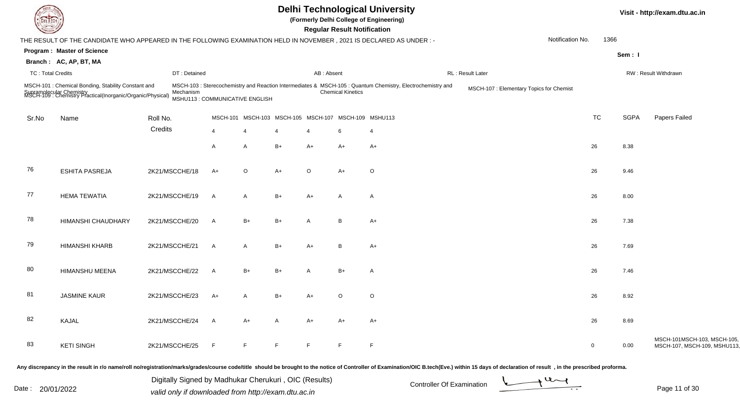# Delhi Technological University

**(Formerly Delhi College of Engineering)**

**Regular Result Notification**

Visit - http://exam.dtu.ac.in

THE RESULT OF THE CANDIDATE WHO APPEARED IN THE FOLLOWING EXAMINATION HELD IN NOVEMBER , 2021 IS DECLARED AS UNDER : -

Notification No. 1366

**Program : Master of Science**

**Branch : AC, AP, BT, MA**

Sem : I

TC : Total Credits | DT : Detained | AB : Absent | RL : Result Later | RW : Result Withdrawn

MSCH-101 : Chemical Bonding, Stability Constant and Supramolecular Chemistry
MSCH-103 : Sterecochemistry and Reaction Intermediates & Mechanism
MSCH-105 : Quantum Chemistry, Electrochemistry and Chemical Kinetics
MSCH-107 : Elementary Topics for Chemist
MSCH-109 : Chemistry Practical(Inorganic/Organic/Physical)
MSHU113 : COMMUNICATIVE ENGLISH

| Sr.No | Name | Roll No. | MSCH-101 | MSCH-103 | MSCH-105 | MSCH-107 | MSCH-109 | MSHU113 | TC | SGPA | Papers Failed |
|---|---|---|---|---|---|---|---|---|---|---|---|
| | | Credits | 4 | 4 | 4 | 4 | 6 | 4 | | | |
| | | | A | A | B+ | A+ | A+ | A+ | 26 | 8.38 | |
| 76 | ESHITA PASREJA | 2K21/MSCCHE/18 | A+ | O | A+ | O | A+ | O | 26 | 9.46 | |
| 77 | HEMA TEWATIA | 2K21/MSCCHE/19 | A | A | B+ | A+ | A | A | 26 | 8.00 | |
| 78 | HIMANSHI CHAUDHARY | 2K21/MSCCHE/20 | A | B+ | B+ | A | B | A+ | 26 | 7.38 | |
| 79 | HIMANSHI KHARB | 2K21/MSCCHE/21 | A | A | B+ | A+ | B | A+ | 26 | 7.69 | |
| 80 | HIMANSHU MEENA | 2K21/MSCCHE/22 | A | B+ | B+ | A | B+ | A | 26 | 7.46 | |
| 81 | JASMINE KAUR | 2K21/MSCCHE/23 | A+ | A | B+ | A+ | O | O | 26 | 8.92 | |
| 82 | KAJAL | 2K21/MSCCHE/24 | A | A+ | A | A+ | A+ | A+ | 26 | 8.69 | |
| 83 | KETI SINGH | 2K21/MSCCHE/25 | F | F | F | F | F | F | 0 | 0.00 | MSCH-101MSCH-103, MSCH-105, MSCH-107, MSCH-109, MSHU113, |

Any discrepancy in the result in r/o name/roll no/registration/marks/grades/course code/title should be brought to the notice of Controller of Examination/OIC B.tech(Eve.) within 15 days of declaration of result , in the prescribed proforma.

Date : 20/01/2022

Digitally Signed by Madhukar Cherukuri , OIC (Results)
valid only if downloaded from http://exam.dtu.ac.in

Controller Of Examination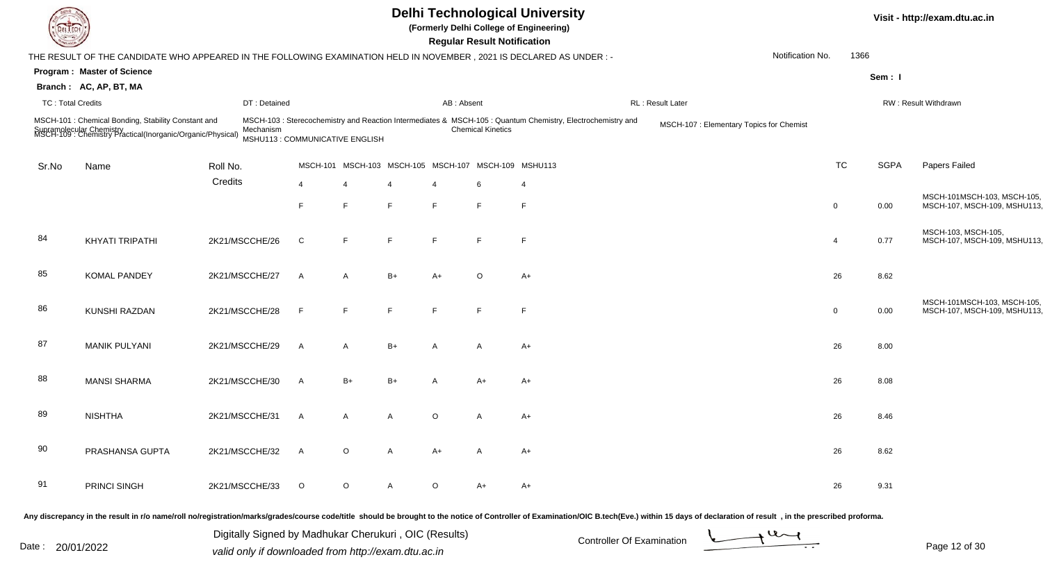# Delhi Technological University

**(Formerly Delhi College of Engineering)**

**Regular Result Notification**

Visit - http://exam.dtu.ac.in

THE RESULT OF THE CANDIDATE WHO APPEARED IN THE FOLLOWING EXAMINATION HELD IN NOVEMBER , 2021 IS DECLARED AS UNDER : -

Notification No. 1366

**Program : Master of Science**

**Branch : AC, AP, BT, MA**

Sem : I

TC : Total Credits | DT : Detained | AB : Absent | RL : Result Later | RW : Result Withdrawn

MSCH-101 : Chemical Bonding, Stability Constant and Supramolecular Chemistry
MSCH-103 : Sterecochemistry and Reaction Intermediates & Mechanism
MSCH-105 : Quantum Chemistry, Electrochemistry and Chemical Kinetics
MSCH-107 : Elementary Topics for Chemist
MSCH-109 : Chemistry Practical(Inorganic/Organic/Physical)
MSHU113 : COMMUNICATIVE ENGLISH

| Sr.No | Name | Roll No. | MSCH-101 | MSCH-103 | MSCH-105 | MSCH-107 | MSCH-109 | MSHU113 | TC | SGPA | Papers Failed |
|---|---|---|---|---|---|---|---|---|---|---|---|
| | | Credits | 4 | 4 | 4 | 4 | 6 | 4 | | | |
| | | | F | F | F | F | F | F | 0 | 0.00 | MSCH-101MSCH-103, MSCH-105, MSCH-107, MSCH-109, MSHU113, |
| 84 | KHYATI TRIPATHI | 2K21/MSCCHE/26 | C | F | F | F | F | F | 4 | 0.77 | MSCH-103, MSCH-105, MSCH-107, MSCH-109, MSHU113, |
| 85 | KOMAL PANDEY | 2K21/MSCCHE/27 | A | A | B+ | A+ | O | A+ | 26 | 8.62 | |
| 86 | KUNSHI RAZDAN | 2K21/MSCCHE/28 | F | F | F | F | F | F | 0 | 0.00 | MSCH-101MSCH-103, MSCH-105, MSCH-107, MSCH-109, MSHU113, |
| 87 | MANIK PULYANI | 2K21/MSCCHE/29 | A | A | B+ | A | A | A+ | 26 | 8.00 | |
| 88 | MANSI SHARMA | 2K21/MSCCHE/30 | A | B+ | B+ | A | A+ | A+ | 26 | 8.08 | |
| 89 | NISHTHA | 2K21/MSCCHE/31 | A | A | A | O | A | A+ | 26 | 8.46 | |
| 90 | PRASHANSA GUPTA | 2K21/MSCCHE/32 | A | O | A | A+ | A | A+ | 26 | 8.62 | |
| 91 | PRINCI SINGH | 2K21/MSCCHE/33 | O | O | A | O | A+ | A+ | 26 | 9.31 | |

Any discrepancy in the result in r/o name/roll no/registration/marks/grades/course code/title should be brought to the notice of Controller of Examination/OIC B.tech(Eve.) within 15 days of declaration of result , in the prescribed proforma.

Date : 20/01/2022

Digitally Signed by Madhukar Cherukuri , OIC (Results)
valid only if downloaded from http://exam.dtu.ac.in

Controller Of Examination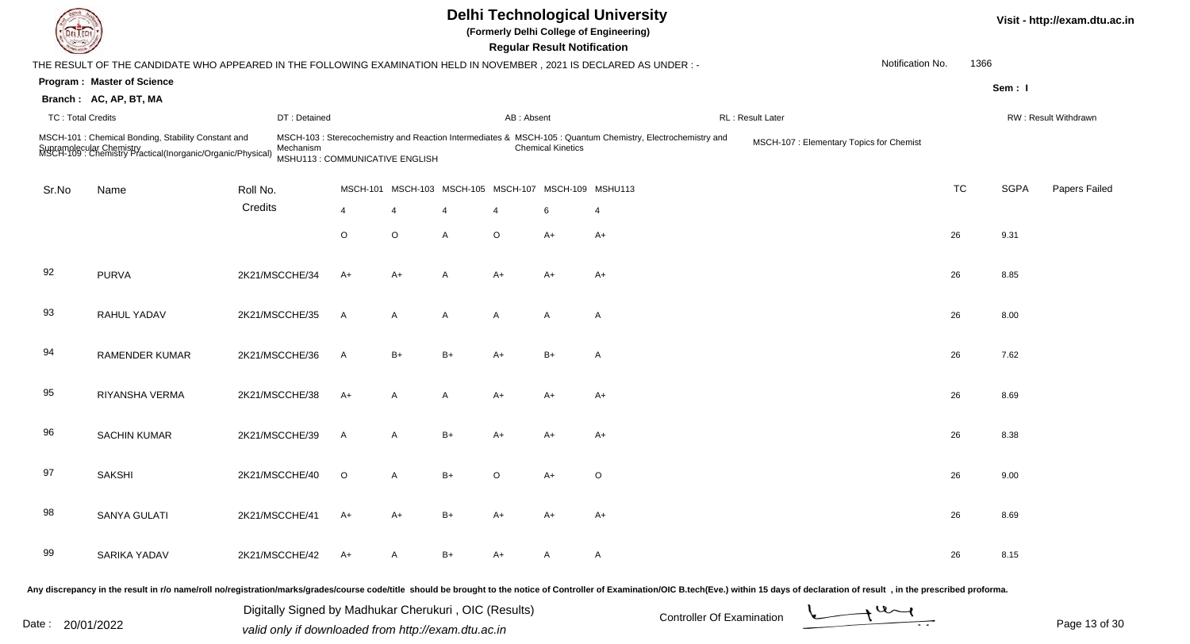# Delhi Technological University

(Formerly Delhi College of Engineering)

**Regular Result Notification**

Visit - http://exam.dtu.ac.in

THE RESULT OF THE CANDIDATE WHO APPEARED IN THE FOLLOWING EXAMINATION HELD IN NOVEMBER , 2021 IS DECLARED AS UNDER : -

Notification No. 1366

**Program : Master of Science**

**Branch : AC, AP, BT, MA**

Sem : I

TC : Total Credits | DT : Detained | AB : Absent | RL : Result Later | RW : Result Withdrawn

MSCH-101 : Chemical Bonding, Stability Constant and Supramolecular Chemistry
MSCH-103 : Sterecochemistry and Reaction Intermediates & Mechanism
MSCH-105 : Quantum Chemistry, Electrochemistry and Chemical Kinetics
MSCH-107 : Elementary Topics for Chemist
MSCH-109 : Chemistry Practical(Inorganic/Organic/Physical)
MSHU113 : COMMUNICATIVE ENGLISH

| Sr.No | Name | Roll No. | MSCH-101 | MSCH-103 | MSCH-105 | MSCH-107 | MSCH-109 | MSHU113 | TC | SGPA | Papers Failed |
|---|---|---|---|---|---|---|---|---|---|---|---|
| | | Credits | 4 | 4 | 4 | 4 | 6 | 4 | | | |
| | | | O | O | A | O | A+ | A+ | 26 | 9.31 | |
| 92 | PURVA | 2K21/MSCCHE/34 | A+ | A+ | A | A+ | A+ | A+ | 26 | 8.85 | |
| 93 | RAHUL YADAV | 2K21/MSCCHE/35 | A | A | A | A | A | A | 26 | 8.00 | |
| 94 | RAMENDER KUMAR | 2K21/MSCCHE/36 | A | B+ | B+ | A+ | B+ | A | 26 | 7.62 | |
| 95 | RIYANSHA VERMA | 2K21/MSCCHE/38 | A+ | A | A | A+ | A+ | A+ | 26 | 8.69 | |
| 96 | SACHIN KUMAR | 2K21/MSCCHE/39 | A | A | B+ | A+ | A+ | A+ | 26 | 8.38 | |
| 97 | SAKSHI | 2K21/MSCCHE/40 | O | A | B+ | O | A+ | O | 26 | 9.00 | |
| 98 | SANYA GULATI | 2K21/MSCCHE/41 | A+ | A+ | B+ | A+ | A+ | A+ | 26 | 8.69 | |
| 99 | SARIKA YADAV | 2K21/MSCCHE/42 | A+ | A | B+ | A+ | A | A | 26 | 8.15 | |

Any discrepancy in the result in r/o name/roll no/registration/marks/grades/course code/title should be brought to the notice of Controller of Examination/OIC B.tech(Eve.) within 15 days of declaration of result , in the prescribed proforma.

Date : 20/01/2022

Digitally Signed by Madhukar Cherukuri , OIC (Results)
valid only if downloaded from http://exam.dtu.ac.in

Controller Of Examination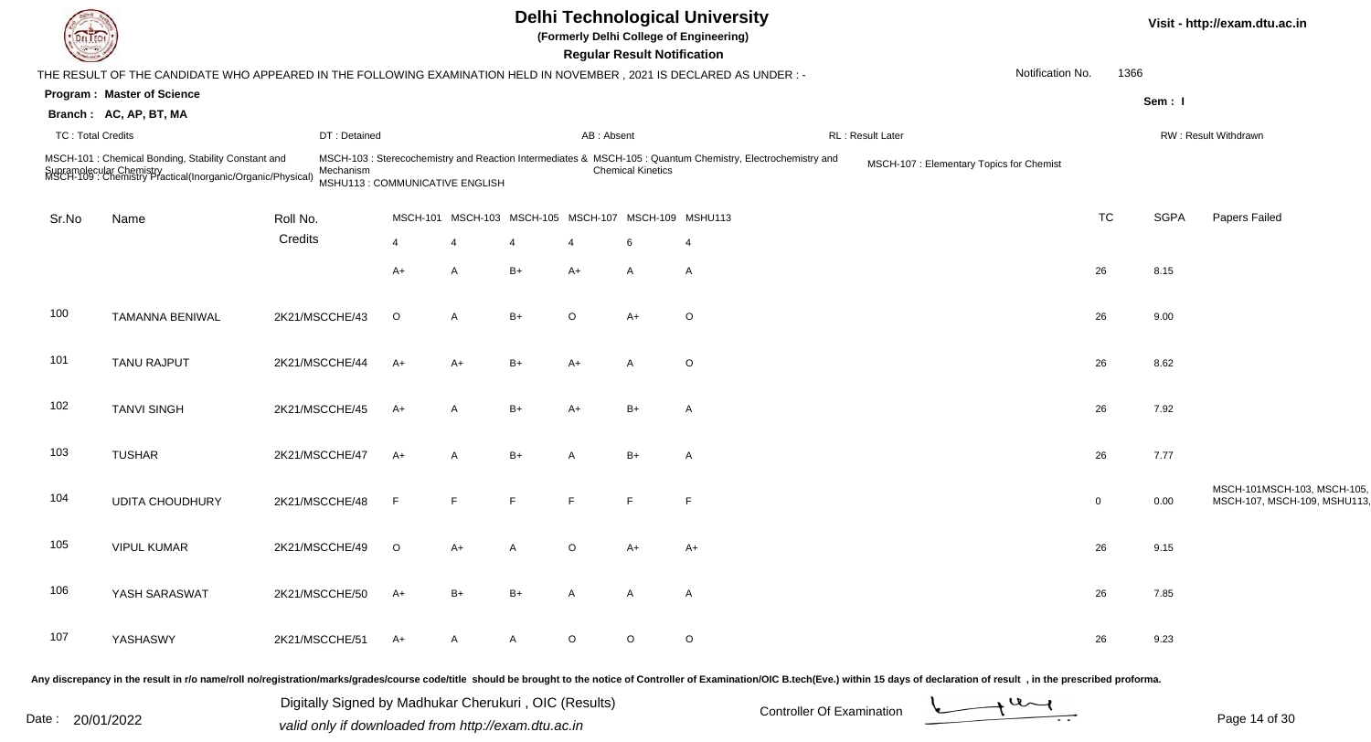# Delhi Technological University

**(Formerly Delhi College of Engineering)**

**Regular Result Notification**

Visit - http://exam.dtu.ac.in

THE RESULT OF THE CANDIDATE WHO APPEARED IN THE FOLLOWING EXAMINATION HELD IN NOVEMBER , 2021 IS DECLARED AS UNDER : -

Notification No. 1366

**Program : Master of Science**

**Branch : AC, AP, BT, MA**

Sem : I

TC : Total Credits | DT : Detained | AB : Absent | RL : Result Later | RW : Result Withdrawn

MSCH-101 : Chemical Bonding, Stability Constant and Supramolecular Chemistry
MSCH-103 : Sterecochemistry and Reaction Intermediates & Mechanism
MSCH-105 : Quantum Chemistry, Electrochemistry and Chemical Kinetics
MSCH-107 : Elementary Topics for Chemist
MSCH-109 : Chemistry Practical(Inorganic/Organic/Physical)
MSHU113 : COMMUNICATIVE ENGLISH

| Sr.No | Name | Roll No. | MSCH-101 | MSCH-103 | MSCH-105 | MSCH-107 | MSCH-109 | MSHU113 | TC | SGPA | Papers Failed |
|---|---|---|---|---|---|---|---|---|---|---|---|
| | | Credits | 4 | 4 | 4 | 4 | 6 | 4 | | | |
| | | | A+ | A | B+ | A+ | A | A | 26 | 8.15 | |
| 100 | TAMANNA BENIWAL | 2K21/MSCCHE/43 | O | A | B+ | O | A+ | O | 26 | 9.00 | |
| 101 | TANU RAJPUT | 2K21/MSCCHE/44 | A+ | A+ | B+ | A+ | A | O | 26 | 8.62 | |
| 102 | TANVI SINGH | 2K21/MSCCHE/45 | A+ | A | B+ | A+ | B+ | A | 26 | 7.92 | |
| 103 | TUSHAR | 2K21/MSCCHE/47 | A+ | A | B+ | A | B+ | A | 26 | 7.77 | |
| 104 | UDITA CHOUDHURY | 2K21/MSCCHE/48 | F | F | F | F | F | F | 0 | 0.00 | MSCH-101MSCH-103, MSCH-105, MSCH-107, MSCH-109, MSHU113, |
| 105 | VIPUL KUMAR | 2K21/MSCCHE/49 | O | A+ | A | O | A+ | A+ | 26 | 9.15 | |
| 106 | YASH SARASWAT | 2K21/MSCCHE/50 | A+ | B+ | B+ | A | A | A | 26 | 7.85 | |
| 107 | YASHASWY | 2K21/MSCCHE/51 | A+ | A | A | O | O | O | 26 | 9.23 | |

Any discrepancy in the result in r/o name/roll no/registration/marks/grades/course code/title should be brought to the notice of Controller of Examination/OIC B.tech(Eve.) within 15 days of declaration of result , in the prescribed proforma.

Date : 20/01/2022

Digitally Signed by Madhukar Cherukuri , OIC (Results)
valid only if downloaded from http://exam.dtu.ac.in

Controller Of Examination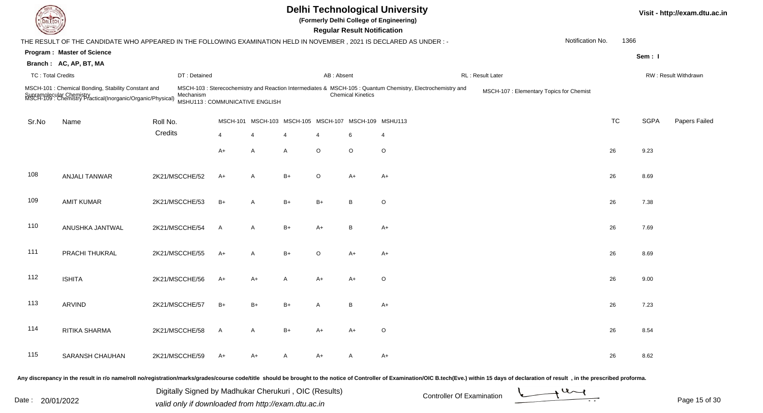# Delhi Technological University

(Formerly Delhi College of Engineering)

**Regular Result Notification**

Visit - http://exam.dtu.ac.in

THE RESULT OF THE CANDIDATE WHO APPEARED IN THE FOLLOWING EXAMINATION HELD IN NOVEMBER , 2021 IS DECLARED AS UNDER : -

Notification No. 1366

**Program : Master of Science**

**Branch : AC, AP, BT, MA**

Sem : I

TC : Total Credits | DT : Detained | AB : Absent | RL : Result Later | RW : Result Withdrawn

MSCH-101 : Chemical Bonding, Stability Constant and Supramolecular Chemistry
MSCH-103 : Sterecochemistry and Reaction Intermediates & Mechanism
MSCH-105 : Quantum Chemistry, Electrochemistry and Chemical Kinetics
MSCH-107 : Elementary Topics for Chemist
MSCH-109 : Chemistry Practical(Inorganic/Organic/Physical)
MSHU113 : COMMUNICATIVE ENGLISH

| Sr.No | Name | Roll No. | MSCH-101 | MSCH-103 | MSCH-105 | MSCH-107 | MSCH-109 | MSHU113 | TC | SGPA | Papers Failed |
|---|---|---|---|---|---|---|---|---|---|---|---|
| | | Credits | 4 | 4 | 4 | 4 | 6 | 4 | | | |
| | | | A+ | A | A | O | O | O | 26 | 9.23 | |
| 108 | ANJALI TANWAR | 2K21/MSCCHE/52 | A+ | A | B+ | O | A+ | A+ | 26 | 8.69 | |
| 109 | AMIT KUMAR | 2K21/MSCCHE/53 | B+ | A | B+ | B+ | B | O | 26 | 7.38 | |
| 110 | ANUSHKA JANTWAL | 2K21/MSCCHE/54 | A | A | B+ | A+ | B | A+ | 26 | 7.69 | |
| 111 | PRACHI THUKRAL | 2K21/MSCCHE/55 | A+ | A | B+ | O | A+ | A+ | 26 | 8.69 | |
| 112 | ISHITA | 2K21/MSCCHE/56 | A+ | A+ | A | A+ | A+ | O | 26 | 9.00 | |
| 113 | ARVIND | 2K21/MSCCHE/57 | B+ | B+ | B+ | A | B | A+ | 26 | 7.23 | |
| 114 | RITIKA SHARMA | 2K21/MSCCHE/58 | A | A | B+ | A+ | A+ | O | 26 | 8.54 | |
| 115 | SARANSH CHAUHAN | 2K21/MSCCHE/59 | A+ | A+ | A | A+ | A | A+ | 26 | 8.62 | |

Any discrepancy in the result in r/o name/roll no/registration/marks/grades/course code/title should be brought to the notice of Controller of Examination/OIC B.tech(Eve.) within 15 days of declaration of result , in the prescribed proforma.

Date : 20/01/2022

Digitally Signed by Madhukar Cherukuri , OIC (Results)
valid only if downloaded from http://exam.dtu.ac.in

Controller Of Examination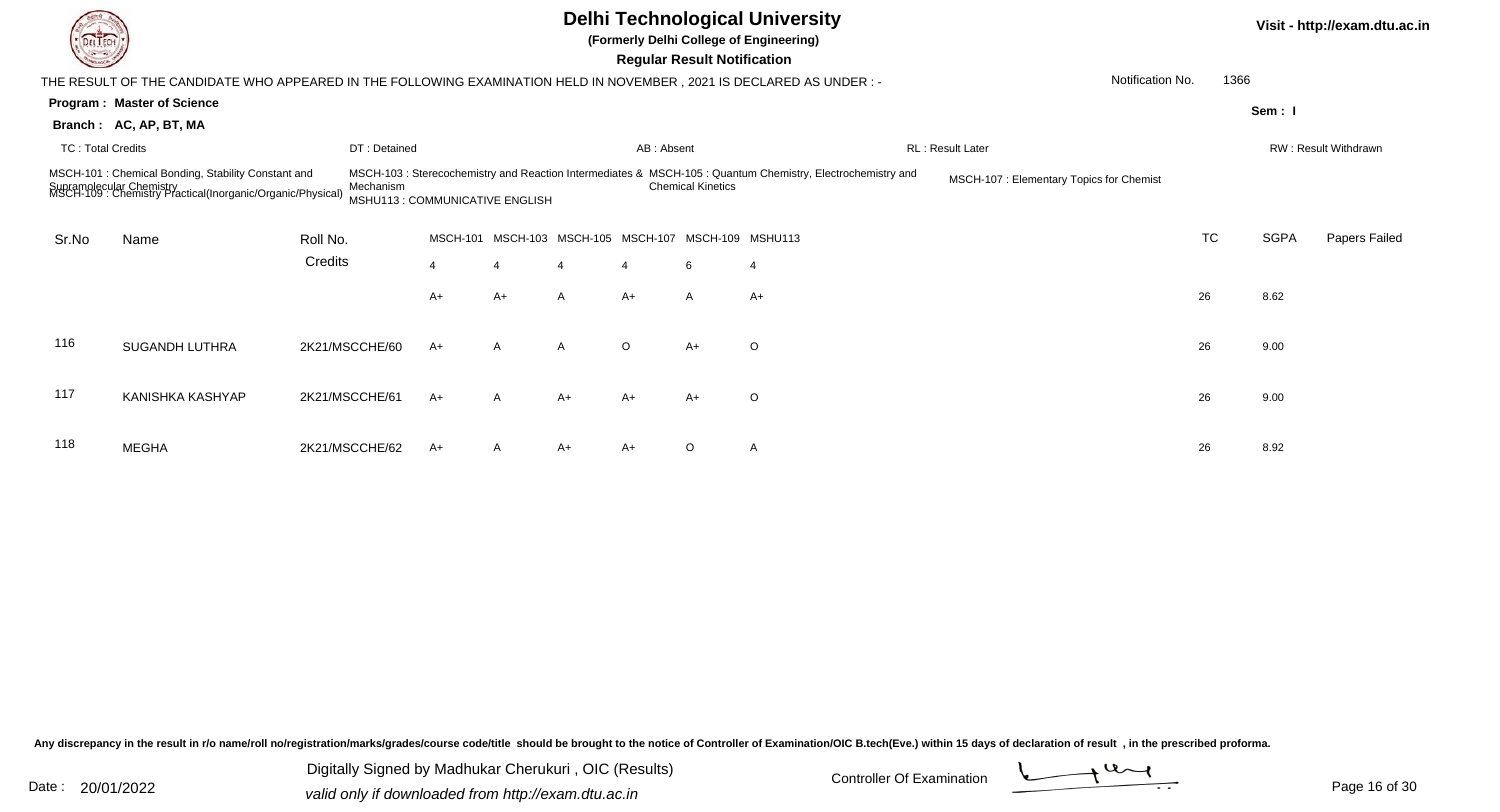# Delhi Technological University

**(Formerly Delhi College of Engineering)**

**Regular Result Notification**

Visit - http://exam.dtu.ac.in

THE RESULT OF THE CANDIDATE WHO APPEARED IN THE FOLLOWING EXAMINATION HELD IN NOVEMBER , 2021 IS DECLARED AS UNDER : -

Notification No. 1366

**Program : Master of Science**

**Branch : AC, AP, BT, MA**

**Sem : I**

TC : Total Credits | DT : Detained | AB : Absent | RL : Result Later | RW : Result Withdrawn

MSCH-101 : Chemical Bonding, Stability Constant and Supramolecular Chemistry
MSCH-103 : Sterecochemistry and Reaction Intermediates & Mechanism
MSCH-105 : Quantum Chemistry, Electrochemistry and Chemical Kinetics
MSCH-107 : Elementary Topics for Chemist
MSCH-109 : Chemistry Practical(Inorganic/Organic/Physical)
MSHU113 : COMMUNICATIVE ENGLISH

| Sr.No | Name | Roll No. | MSCH-101 | MSCH-103 | MSCH-105 | MSCH-107 | MSCH-109 | MSHU113 | TC | SGPA | Papers Failed |
|---|---|---|---|---|---|---|---|---|---|---|---|
| | | Credits | 4 | 4 | 4 | 4 | 6 | 4 | | | |
| | | | A+ | A+ | A | A+ | A | A+ | 26 | 8.62 | |
| 116 | SUGANDH LUTHRA | 2K21/MSCCHE/60 | A+ | A | A | O | A+ | O | 26 | 9.00 | |
| 117 | KANISHKA KASHYAP | 2K21/MSCCHE/61 | A+ | A | A+ | A+ | A+ | O | 26 | 9.00 | |
| 118 | MEGHA | 2K21/MSCCHE/62 | A+ | A | A+ | A+ | O | A | 26 | 8.92 | |

Any discrepancy in the result in r/o name/roll no/registration/marks/grades/course code/title should be brought to the notice of Controller of Examination/OIC B.tech(Eve.) within 15 days of declaration of result , in the prescribed proforma.

Date : 20/01/2022

Digitally Signed by Madhukar Cherukuri , OIC (Results)
valid only if downloaded from http://exam.dtu.ac.in

Controller Of Examination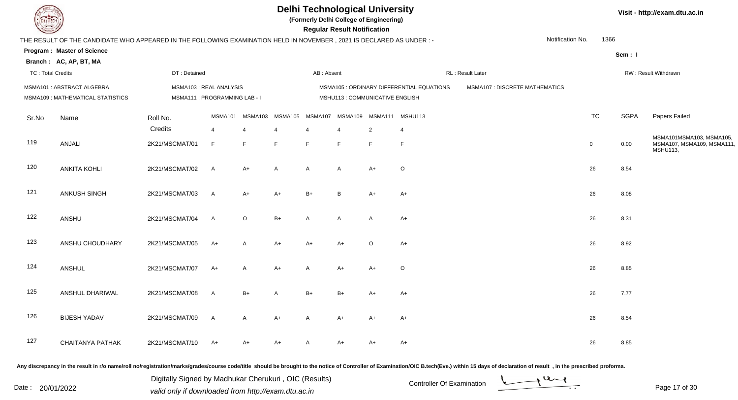# Delhi Technological University

**(Formerly Delhi College of Engineering)**

**Regular Result Notification**

Visit - http://exam.dtu.ac.in

THE RESULT OF THE CANDIDATE WHO APPEARED IN THE FOLLOWING EXAMINATION HELD IN NOVEMBER , 2021 IS DECLARED AS UNDER : -

Notification No. 1366

**Program : Master of Science**

**Sem : I**

**Branch : AC, AP, BT, MA**

TC : Total Credits | DT : Detained | AB : Absent | RL : Result Later | RW : Result Withdrawn

MSMA101 : ABSTRACT ALGEBRA | MSMA103 : REAL ANALYSIS | MSMA105 : ORDINARY DIFFERENTIAL EQUATIONS | MSMA107 : DISCRETE MATHEMATICS

MSMA109 : MATHEMATICAL STATISTICS | MSMA111 : PROGRAMMING LAB - I | MSHU113 : COMMUNICATIVE ENGLISH

| Sr.No | Name | Roll No. | MSMA101 | MSMA103 | MSMA105 | MSMA107 | MSMA109 | MSMA111 | MSHU113 | TC | SGPA | Papers Failed |
|---|---|---|---|---|---|---|---|---|---|---|---|---|
| | | Credits | 4 | 4 | 4 | 4 | 4 | 2 | 4 | | | |
| 119 | ANJALI | 2K21/MSCMAT/01 | F | F | F | F | F | F | F | 0 | 0.00 | MSMA101MSMA103, MSMA105, MSMA107, MSMA109, MSMA111, MSHU113, |
| 120 | ANKITA KOHLI | 2K21/MSCMAT/02 | A | A+ | A | A | A | A+ | O | 26 | 8.54 | |
| 121 | ANKUSH SINGH | 2K21/MSCMAT/03 | A | A+ | A+ | B+ | B | A+ | A+ | 26 | 8.08 | |
| 122 | ANSHU | 2K21/MSCMAT/04 | A | O | B+ | A | A | A | A+ | 26 | 8.31 | |
| 123 | ANSHU CHOUDHARY | 2K21/MSCMAT/05 | A+ | A | A+ | A+ | A+ | O | A+ | 26 | 8.92 | |
| 124 | ANSHUL | 2K21/MSCMAT/07 | A+ | A | A+ | A | A+ | A+ | O | 26 | 8.85 | |
| 125 | ANSHUL DHARIWAL | 2K21/MSCMAT/08 | A | B+ | A | B+ | B+ | A+ | A+ | 26 | 7.77 | |
| 126 | BIJESH YADAV | 2K21/MSCMAT/09 | A | A | A+ | A | A+ | A+ | A+ | 26 | 8.54 | |
| 127 | CHAITANYA PATHAK | 2K21/MSCMAT/10 | A+ | A+ | A+ | A | A+ | A+ | A+ | 26 | 8.85 | |

Any discrepancy in the result in r/o name/roll no/registration/marks/grades/course code/title should be brought to the notice of Controller of Examination/OIC B.tech(Eve.) within 15 days of declaration of result , in the prescribed proforma.

Date : 20/01/2022

Digitally Signed by Madhukar Cherukuri , OIC (Results)
valid only if downloaded from http://exam.dtu.ac.in

Controller Of Examination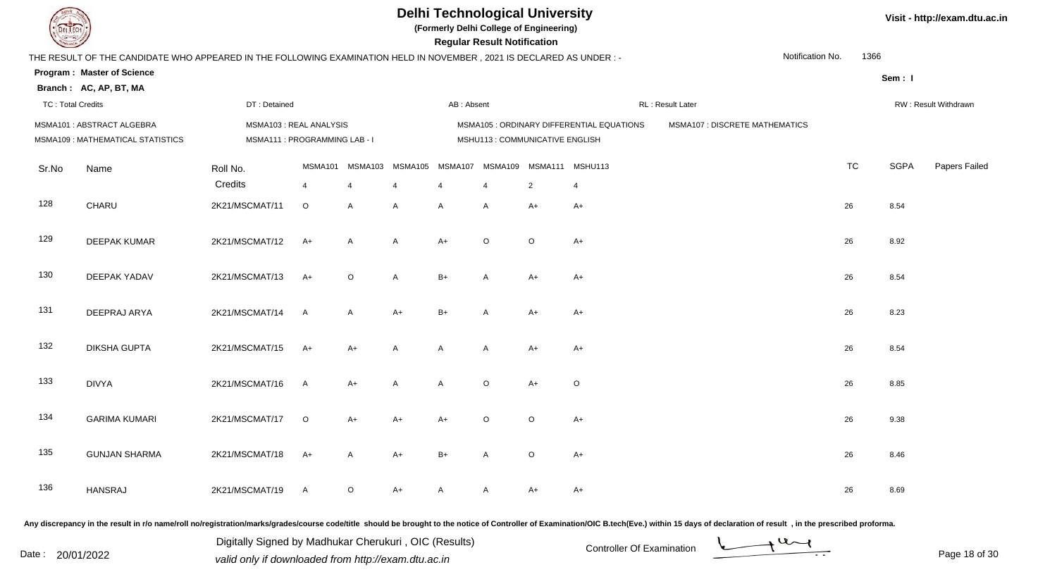# Delhi Technological University

**(Formerly Delhi College of Engineering)**

**Regular Result Notification**

Visit - http://exam.dtu.ac.in

THE RESULT OF THE CANDIDATE WHO APPEARED IN THE FOLLOWING EXAMINATION HELD IN NOVEMBER , 2021 IS DECLARED AS UNDER : -

Notification No. 1366

**Program : Master of Science**

**Branch : AC, AP, BT, MA**

Sem : I

TC : Total Credits | DT : Detained | AB : Absent | RL : Result Later | RW : Result Withdrawn

MSMA101 : ABSTRACT ALGEBRA | MSMA103 : REAL ANALYSIS | MSMA105 : ORDINARY DIFFERENTIAL EQUATIONS | MSMA107 : DISCRETE MATHEMATICS
MSMA109 : MATHEMATICAL STATISTICS | MSMA111 : PROGRAMMING LAB - I | MSHU113 : COMMUNICATIVE ENGLISH

| Sr.No | Name | Roll No. | MSMA101 | MSMA103 | MSMA105 | MSMA107 | MSMA109 | MSMA111 | MSHU113 | TC | SGPA | Papers Failed |
|---|---|---|---|---|---|---|---|---|---|---|---|---|
| | | Credits | 4 | 4 | 4 | 4 | 4 | 2 | 4 | | | |
| 128 | CHARU | 2K21/MSCMAT/11 | O | A | A | A | A | A+ | A+ | 26 | 8.54 | |
| 129 | DEEPAK KUMAR | 2K21/MSCMAT/12 | A+ | A | A | A+ | O | O | A+ | 26 | 8.92 | |
| 130 | DEEPAK YADAV | 2K21/MSCMAT/13 | A+ | O | A | B+ | A | A+ | A+ | 26 | 8.54 | |
| 131 | DEEPRAJ ARYA | 2K21/MSCMAT/14 | A | A | A+ | B+ | A | A+ | A+ | 26 | 8.23 | |
| 132 | DIKSHA GUPTA | 2K21/MSCMAT/15 | A+ | A+ | A | A | A | A+ | A+ | 26 | 8.54 | |
| 133 | DIVYA | 2K21/MSCMAT/16 | A | A+ | A | A | O | A+ | O | 26 | 8.85 | |
| 134 | GARIMA KUMARI | 2K21/MSCMAT/17 | O | A+ | A+ | A+ | O | O | A+ | 26 | 9.38 | |
| 135 | GUNJAN SHARMA | 2K21/MSCMAT/18 | A+ | A | A+ | B+ | A | O | A+ | 26 | 8.46 | |
| 136 | HANSRAJ | 2K21/MSCMAT/19 | A | O | A+ | A | A | A+ | A+ | 26 | 8.69 | |

Any discrepancy in the result in r/o name/roll no/registration/marks/grades/course code/title should be brought to the notice of Controller of Examination/OIC B.tech(Eve.) within 15 days of declaration of result , in the prescribed proforma.

Date : 20/01/2022

Digitally Signed by Madhukar Cherukuri , OIC (Results)
valid only if downloaded from http://exam.dtu.ac.in

Controller Of Examination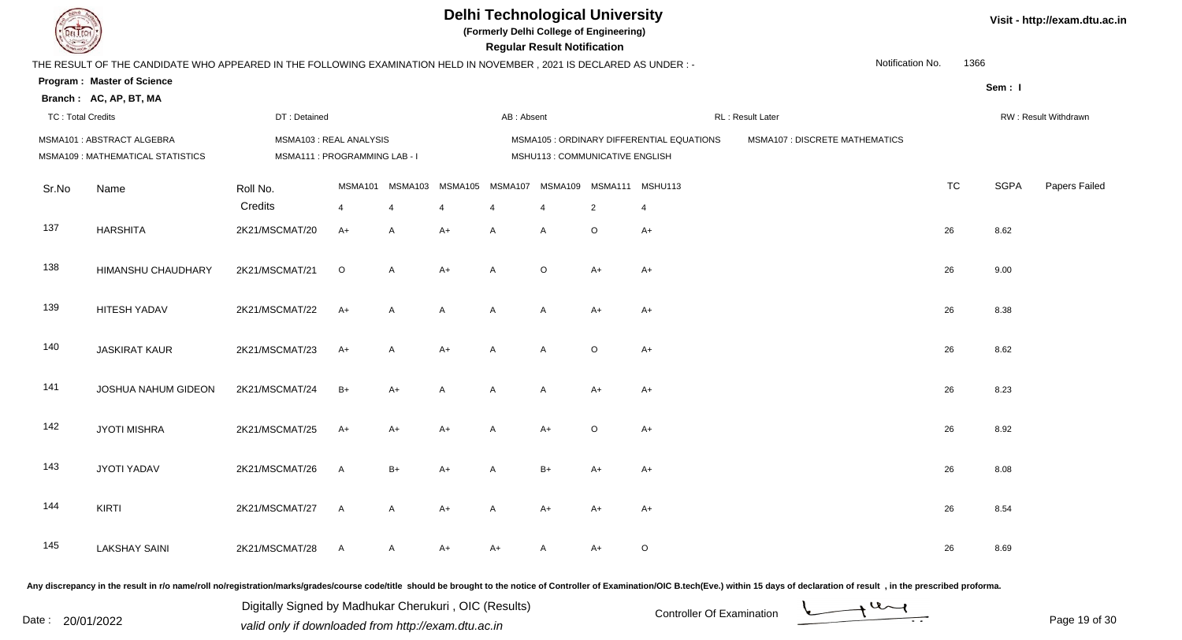# Delhi Technological University

**(Formerly Delhi College of Engineering)**

**Regular Result Notification**

Visit - http://exam.dtu.ac.in

THE RESULT OF THE CANDIDATE WHO APPEARED IN THE FOLLOWING EXAMINATION HELD IN NOVEMBER , 2021 IS DECLARED AS UNDER : -

Notification No. 1366

**Program : Master of Science**

**Branch : AC, AP, BT, MA**

**Sem : I**

TC : Total Credits | DT : Detained | AB : Absent | RL : Result Later | RW : Result Withdrawn

MSMA101 : ABSTRACT ALGEBRA
MSMA103 : REAL ANALYSIS
MSMA105 : ORDINARY DIFFERENTIAL EQUATIONS
MSMA107 : DISCRETE MATHEMATICS
MSMA109 : MATHEMATICAL STATISTICS
MSMA111 : PROGRAMMING LAB - I
MSHU113 : COMMUNICATIVE ENGLISH

| Sr.No | Name | Roll No. | MSMA101 | MSMA103 | MSMA105 | MSMA107 | MSMA109 | MSMA111 | MSHU113 | TC | SGPA | Papers Failed |
|---|---|---|---|---|---|---|---|---|---|---|---|---|
| | | Credits | 4 | 4 | 4 | 4 | 4 | 2 | 4 | | | |
| 137 | HARSHITA | 2K21/MSCMAT/20 | A+ | A | A+ | A | A | O | A+ | 26 | 8.62 | |
| 138 | HIMANSHU CHAUDHARY | 2K21/MSCMAT/21 | O | A | A+ | A | O | A+ | A+ | 26 | 9.00 | |
| 139 | HITESH YADAV | 2K21/MSCMAT/22 | A+ | A | A | A | A | A+ | A+ | 26 | 8.38 | |
| 140 | JASKIRAT KAUR | 2K21/MSCMAT/23 | A+ | A | A+ | A | A | O | A+ | 26 | 8.62 | |
| 141 | JOSHUA NAHUM GIDEON | 2K21/MSCMAT/24 | B+ | A+ | A | A | A | A+ | A+ | 26 | 8.23 | |
| 142 | JYOTI MISHRA | 2K21/MSCMAT/25 | A+ | A+ | A+ | A | A+ | O | A+ | 26 | 8.92 | |
| 143 | JYOTI YADAV | 2K21/MSCMAT/26 | A | B+ | A+ | A | B+ | A+ | A+ | 26 | 8.08 | |
| 144 | KIRTI | 2K21/MSCMAT/27 | A | A | A+ | A | A+ | A+ | A+ | 26 | 8.54 | |
| 145 | LAKSHAY SAINI | 2K21/MSCMAT/28 | A | A | A+ | A+ | A | A+ | O | 26 | 8.69 | |

Any discrepancy in the result in r/o name/roll no/registration/marks/grades/course code/title should be brought to the notice of Controller of Examination/OIC B.tech(Eve.) within 15 days of declaration of result , in the prescribed proforma.

Digitally Signed by Madhukar Cherukuri , OIC (Results)
valid only if downloaded from http://exam.dtu.ac.in

Date : 20/01/2022

Controller Of Examination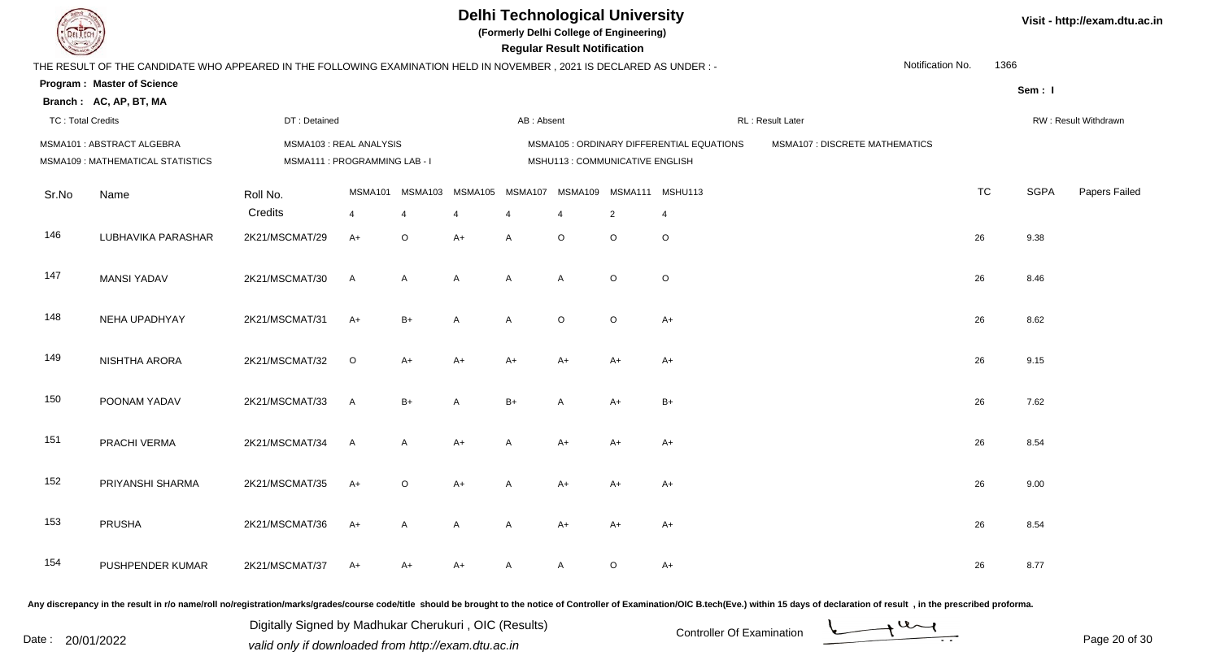# Delhi Technological University

**(Formerly Delhi College of Engineering)**

**Regular Result Notification**

Visit - http://exam.dtu.ac.in

THE RESULT OF THE CANDIDATE WHO APPEARED IN THE FOLLOWING EXAMINATION HELD IN NOVEMBER , 2021 IS DECLARED AS UNDER : -

Notification No. 1366

**Program : Master of Science**

**Branch : AC, AP, BT, MA**

Sem : I

TC : Total Credits | DT : Detained | AB : Absent | RL : Result Later | RW : Result Withdrawn

MSMA101 : ABSTRACT ALGEBRA | MSMA103 : REAL ANALYSIS | MSMA105 : ORDINARY DIFFERENTIAL EQUATIONS | MSMA107 : DISCRETE MATHEMATICS | MSMA109 : MATHEMATICAL STATISTICS | MSMA111 : PROGRAMMING LAB - I | MSHU113 : COMMUNICATIVE ENGLISH

| Sr.No | Name | Roll No. | MSMA101 | MSMA103 | MSMA105 | MSMA107 | MSMA109 | MSMA111 | MSHU113 | TC | SGPA | Papers Failed |
|---|---|---|---|---|---|---|---|---|---|---|---|---|
| | | Credits | 4 | 4 | 4 | 4 | 4 | 2 | 4 | | | |
| 146 | LUBHAVIKA PARASHAR | 2K21/MSCMAT/29 | A+ | O | A+ | A | O | O | O | 26 | 9.38 | |
| 147 | MANSI YADAV | 2K21/MSCMAT/30 | A | A | A | A | A | O | O | 26 | 8.46 | |
| 148 | NEHA UPADHYAY | 2K21/MSCMAT/31 | A+ | B+ | A | A | O | O | A+ | 26 | 8.62 | |
| 149 | NISHTHA ARORA | 2K21/MSCMAT/32 | O | A+ | A+ | A+ | A+ | A+ | A+ | 26 | 9.15 | |
| 150 | POONAM YADAV | 2K21/MSCMAT/33 | A | B+ | A | B+ | A | A+ | B+ | 26 | 7.62 | |
| 151 | PRACHI VERMA | 2K21/MSCMAT/34 | A | A | A+ | A | A+ | A+ | A+ | 26 | 8.54 | |
| 152 | PRIYANSHI SHARMA | 2K21/MSCMAT/35 | A+ | O | A+ | A | A+ | A+ | A+ | 26 | 9.00 | |
| 153 | PRUSHA | 2K21/MSCMAT/36 | A+ | A | A | A | A+ | A+ | A+ | 26 | 8.54 | |
| 154 | PUSHPENDER KUMAR | 2K21/MSCMAT/37 | A+ | A+ | A+ | A | A | O | A+ | 26 | 8.77 | |

Any discrepancy in the result in r/o name/roll no/registration/marks/grades/course code/title should be brought to the notice of Controller of Examination/OIC B.tech(Eve.) within 15 days of declaration of result , in the prescribed proforma.

Date : 20/01/2022

Digitally Signed by Madhukar Cherukuri , OIC (Results)
valid only if downloaded from http://exam.dtu.ac.in

Controller Of Examination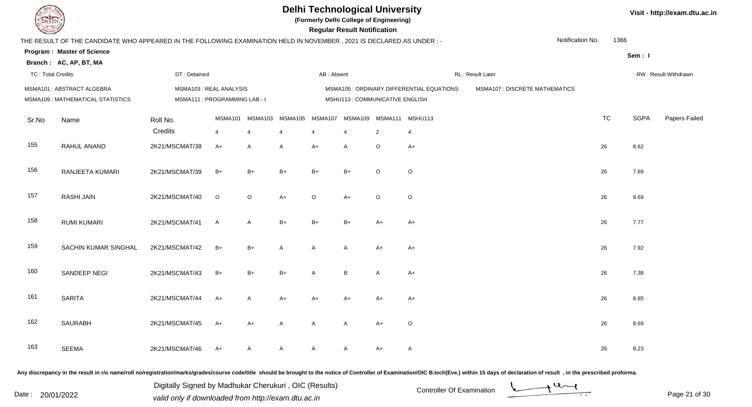# Delhi Technological University

**(Formerly Delhi College of Engineering)**

**Regular Result Notification**

Visit - http://exam.dtu.ac.in

THE RESULT OF THE CANDIDATE WHO APPEARED IN THE FOLLOWING EXAMINATION HELD IN NOVEMBER , 2021 IS DECLARED AS UNDER : -

Notification No. 1366

**Program : Master of Science**

**Branch : AC, AP, BT, MA**

**Sem : I**

TC : Total Credits | DT : Detained | AB : Absent | RL : Result Later | RW : Result Withdrawn

MSMA101 : ABSTRACT ALGEBRA
MSMA103 : REAL ANALYSIS
MSMA105 : ORDINARY DIFFERENTIAL EQUATIONS
MSMA107 : DISCRETE MATHEMATICS
MSMA109 : MATHEMATICAL STATISTICS
MSMA111 : PROGRAMMING LAB - I
MSHU113 : COMMUNICATIVE ENGLISH

| Sr.No | Name | Roll No. | MSMA101 | MSMA103 | MSMA105 | MSMA107 | MSMA109 | MSMA111 | MSHU113 | TC | SGPA | Papers Failed |
|---|---|---|---|---|---|---|---|---|---|---|---|---|
| | | Credits | 4 | 4 | 4 | 4 | 4 | 2 | 4 | | | |
| 155 | RAHUL ANAND | 2K21/MSCMAT/38 | A+ | A | A | A+ | A | O | A+ | 26 | 8.62 | |
| 156 | RANJEETA KUMARI | 2K21/MSCMAT/39 | B+ | B+ | B+ | B+ | B+ | O | O | 26 | 7.69 | |
| 157 | RASHI JAIN | 2K21/MSCMAT/40 | O | O | A+ | O | A+ | O | O | 26 | 9.69 | |
| 158 | RUMI KUMARI | 2K21/MSCMAT/41 | A | A | B+ | B+ | B+ | A+ | A+ | 26 | 7.77 | |
| 159 | SACHIN KUMAR SINGHAL | 2K21/MSCMAT/42 | B+ | B+ | A | A | A | A+ | A+ | 26 | 7.92 | |
| 160 | SANDEEP NEGI | 2K21/MSCMAT/43 | B+ | B+ | B+ | A | B | A | A+ | 26 | 7.38 | |
| 161 | SARITA | 2K21/MSCMAT/44 | A+ | A | A+ | A+ | A+ | A+ | A+ | 26 | 8.85 | |
| 162 | SAURABH | 2K21/MSCMAT/45 | A+ | A+ | A | A | A | A+ | O | 26 | 8.69 | |
| 163 | SEEMA | 2K21/MSCMAT/46 | A+ | A | A | A | A | A+ | A | 26 | 8.23 | |

Any discrepancy in the result in r/o name/roll no/registration/marks/grades/course code/title should be brought to the notice of Controller of Examination/OIC B.tech(Eve.) within 15 days of declaration of result , in the prescribed proforma.

Date : 20/01/2022

Digitally Signed by Madhukar Cherukuri , OIC (Results)
valid only if downloaded from http://exam.dtu.ac.in

Controller Of Examination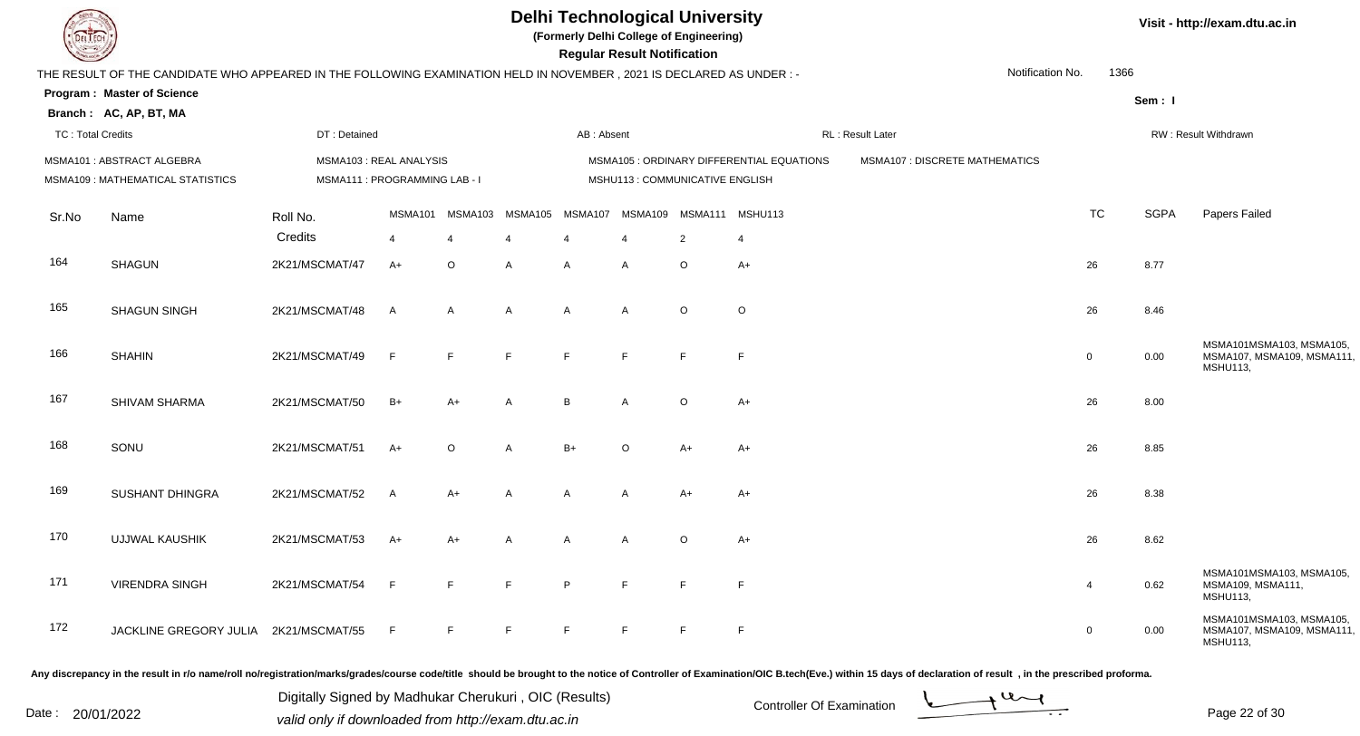# Delhi Technological University

(Formerly Delhi College of Engineering)

**Regular Result Notification**

Visit - http://exam.dtu.ac.in

THE RESULT OF THE CANDIDATE WHO APPEARED IN THE FOLLOWING EXAMINATION HELD IN NOVEMBER , 2021 IS DECLARED AS UNDER : -

Notification No. 1366

**Program : Master of Science**

**Branch : AC, AP, BT, MA**

Sem : I

TC : Total Credits | DT : Detained | AB : Absent | RL : Result Later | RW : Result Withdrawn

MSMA101 : ABSTRACT ALGEBRA | MSMA103 : REAL ANALYSIS | MSMA105 : ORDINARY DIFFERENTIAL EQUATIONS | MSMA107 : DISCRETE MATHEMATICS
MSMA109 : MATHEMATICAL STATISTICS | MSMA111 : PROGRAMMING LAB - I | MSHU113 : COMMUNICATIVE ENGLISH

| Sr.No | Name | Roll No. | MSMA101 | MSMA103 | MSMA105 | MSMA107 | MSMA109 | MSMA111 | MSHU113 | TC | SGPA | Papers Failed |
|---|---|---|---|---|---|---|---|---|---|---|---|---|
| | | Credits | 4 | 4 | 4 | 4 | 4 | 2 | 4 | | | |
| 164 | SHAGUN | 2K21/MSCMAT/47 | A+ | O | A | A | A | O | A+ | 26 | 8.77 | |
| 165 | SHAGUN SINGH | 2K21/MSCMAT/48 | A | A | A | A | A | O | O | 26 | 8.46 | |
| 166 | SHAHIN | 2K21/MSCMAT/49 | F | F | F | F | F | F | F | 0 | 0.00 | MSMA101MSMA103, MSMA105, MSMA107, MSMA109, MSMA111, MSHU113, |
| 167 | SHIVAM SHARMA | 2K21/MSCMAT/50 | B+ | A+ | A | B | A | O | A+ | 26 | 8.00 | |
| 168 | SONU | 2K21/MSCMAT/51 | A+ | O | A | B+ | O | A+ | A+ | 26 | 8.85 | |
| 169 | SUSHANT DHINGRA | 2K21/MSCMAT/52 | A | A+ | A | A | A | A+ | A+ | 26 | 8.38 | |
| 170 | UJJWAL KAUSHIK | 2K21/MSCMAT/53 | A+ | A+ | A | A | A | O | A+ | 26 | 8.62 | |
| 171 | VIRENDRA SINGH | 2K21/MSCMAT/54 | F | F | F | P | F | F | F | 4 | 0.62 | MSMA101MSMA103, MSMA105, MSMA109, MSMA111, MSHU113, |
| 172 | JACKLINE GREGORY JULIA | 2K21/MSCMAT/55 | F | F | F | F | F | F | F | 0 | 0.00 | MSMA101MSMA103, MSMA105, MSMA107, MSMA109, MSMA111, MSHU113, |

Any discrepancy in the result in r/o name/roll no/registration/marks/grades/course code/title should be brought to the notice of Controller of Examination/OIC B.tech(Eve.) within 15 days of declaration of result , in the prescribed proforma.

Date : 20/01/2022

Digitally Signed by Madhukar Cherukuri , OIC (Results)
valid only if downloaded from http://exam.dtu.ac.in

Controller Of Examination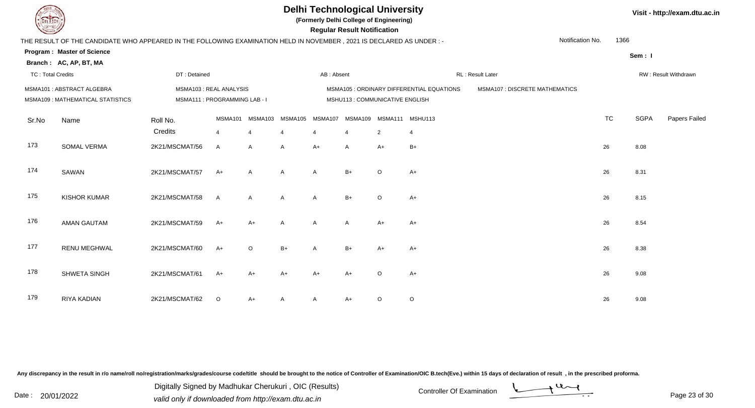# Delhi Technological University

**(Formerly Delhi College of Engineering)**

**Regular Result Notification**

Visit - http://exam.dtu.ac.in

THE RESULT OF THE CANDIDATE WHO APPEARED IN THE FOLLOWING EXAMINATION HELD IN NOVEMBER , 2021 IS DECLARED AS UNDER : -

Notification No. 1366

**Program : Master of Science**

**Branch : AC, AP, BT, MA**

Sem : I

TC : Total Credits | DT : Detained | AB : Absent | RL : Result Later | RW : Result Withdrawn

MSMA101 : ABSTRACT ALGEBRA | MSMA103 : REAL ANALYSIS | MSMA105 : ORDINARY DIFFERENTIAL EQUATIONS | MSMA107 : DISCRETE MATHEMATICS
MSMA109 : MATHEMATICAL STATISTICS | MSMA111 : PROGRAMMING LAB - I | MSHU113 : COMMUNICATIVE ENGLISH

| Sr.No | Name | Roll No. | MSMA101 | MSMA103 | MSMA105 | MSMA107 | MSMA109 | MSMA111 | MSHU113 | TC | SGPA | Papers Failed |
|---|---|---|---|---|---|---|---|---|---|---|---|---|
| | | Credits | 4 | 4 | 4 | 4 | 4 | 2 | 4 | | | |
| 173 | SOMAL VERMA | 2K21/MSCMAT/56 | A | A | A | A+ | A | A+ | B+ | 26 | 8.08 | |
| 174 | SAWAN | 2K21/MSCMAT/57 | A+ | A | A | A | B+ | O | A+ | 26 | 8.31 | |
| 175 | KISHOR KUMAR | 2K21/MSCMAT/58 | A | A | A | A | B+ | O | A+ | 26 | 8.15 | |
| 176 | AMAN GAUTAM | 2K21/MSCMAT/59 | A+ | A+ | A | A | A | A+ | A+ | 26 | 8.54 | |
| 177 | RENU MEGHWAL | 2K21/MSCMAT/60 | A+ | O | B+ | A | B+ | A+ | A+ | 26 | 8.38 | |
| 178 | SHWETA SINGH | 2K21/MSCMAT/61 | A+ | A+ | A+ | A+ | A+ | O | A+ | 26 | 9.08 | |
| 179 | RIYA KADIAN | 2K21/MSCMAT/62 | O | A+ | A | A | A+ | O | O | 26 | 9.08 | |

Any discrepancy in the result in r/o name/roll no/registration/marks/grades/course code/title should be brought to the notice of Controller of Examination/OIC B.tech(Eve.) within 15 days of declaration of result , in the prescribed proforma.

Date : 20/01/2022

Digitally Signed by Madhukar Cherukuri , OIC (Results)
valid only if downloaded from http://exam.dtu.ac.in

Controller Of Examination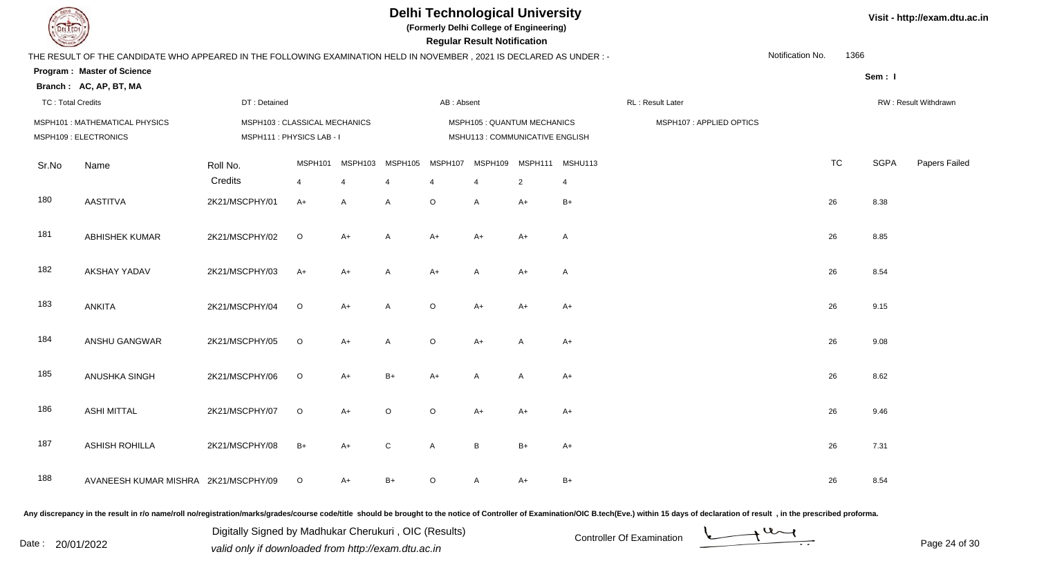# Delhi Technological University

**(Formerly Delhi College of Engineering)**

**Regular Result Notification**

Visit - http://exam.dtu.ac.in

THE RESULT OF THE CANDIDATE WHO APPEARED IN THE FOLLOWING EXAMINATION HELD IN NOVEMBER , 2021 IS DECLARED AS UNDER : -

Notification No. 1366

**Program : Master of Science**

**Sem : I**

**Branch : AC, AP, BT, MA**

TC : Total Credits | DT : Detained | AB : Absent | RL : Result Later | RW : Result Withdrawn

MSPH101 : MATHEMATICAL PHYSICS | MSPH103 : CLASSICAL MECHANICS | MSPH105 : QUANTUM MECHANICS | MSPH107 : APPLIED OPTICS

MSPH109 : ELECTRONICS | MSPH111 : PHYSICS LAB - I | MSHU113 : COMMUNICATIVE ENGLISH

| Sr.No | Name | Roll No. | MSPH101 | MSPH103 | MSPH105 | MSPH107 | MSPH109 | MSPH111 | MSHU113 | TC | SGPA | Papers Failed |
|---|---|---|---|---|---|---|---|---|---|---|---|---|
| | | Credits | 4 | 4 | 4 | 4 | 4 | 2 | 4 | | | |
| 180 | AASTITVA | 2K21/MSCPHY/01 | A+ | A | A | O | A | A+ | B+ | 26 | 8.38 | |
| 181 | ABHISHEK KUMAR | 2K21/MSCPHY/02 | O | A+ | A | A+ | A+ | A+ | A | 26 | 8.85 | |
| 182 | AKSHAY YADAV | 2K21/MSCPHY/03 | A+ | A+ | A | A+ | A | A+ | A | 26 | 8.54 | |
| 183 | ANKITA | 2K21/MSCPHY/04 | O | A+ | A | O | A+ | A+ | A+ | 26 | 9.15 | |
| 184 | ANSHU GANGWAR | 2K21/MSCPHY/05 | O | A+ | A | O | A+ | A | A+ | 26 | 9.08 | |
| 185 | ANUSHKA SINGH | 2K21/MSCPHY/06 | O | A+ | B+ | A+ | A | A | A+ | 26 | 8.62 | |
| 186 | ASHI MITTAL | 2K21/MSCPHY/07 | O | A+ | O | O | A+ | A+ | A+ | 26 | 9.46 | |
| 187 | ASHISH ROHILLA | 2K21/MSCPHY/08 | B+ | A+ | C | A | B | B+ | A+ | 26 | 7.31 | |
| 188 | AVANEESH KUMAR MISHRA | 2K21/MSCPHY/09 | O | A+ | B+ | O | A | A+ | B+ | 26 | 8.54 | |

Any discrepancy in the result in r/o name/roll no/registration/marks/grades/course code/title should be brought to the notice of Controller of Examination/OIC B.tech(Eve.) within 15 days of declaration of result , in the prescribed proforma.

Date : 20/01/2022

Digitally Signed by Madhukar Cherukuri , OIC (Results)
valid only if downloaded from http://exam.dtu.ac.in

Controller Of Examination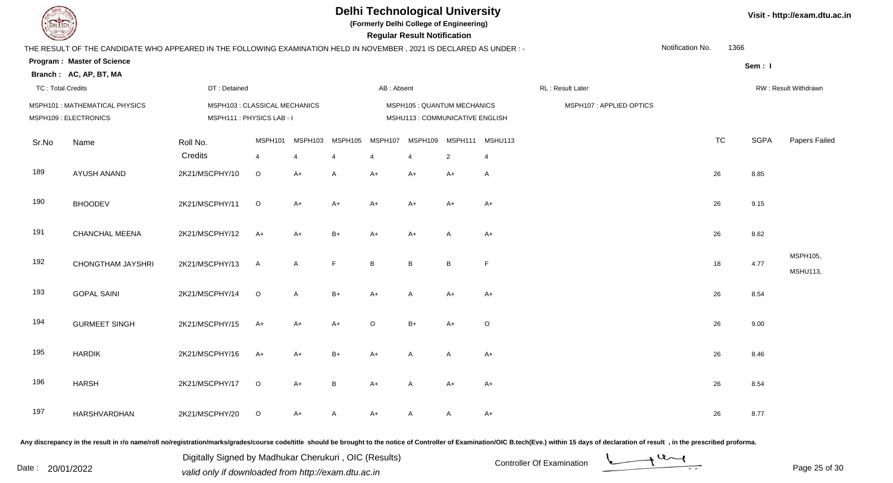# Delhi Technological University

**(Formerly Delhi College of Engineering)**

**Regular Result Notification**

Visit - http://exam.dtu.ac.in

THE RESULT OF THE CANDIDATE WHO APPEARED IN THE FOLLOWING EXAMINATION HELD IN NOVEMBER , 2021 IS DECLARED AS UNDER : -

Notification No. 1366

**Program : Master of Science**

**Branch : AC, AP, BT, MA**

**Sem : I**

TC : Total Credits | DT : Detained | AB : Absent | RL : Result Later | RW : Result Withdrawn

MSPH101 : MATHEMATICAL PHYSICS | MSPH103 : CLASSICAL MECHANICS | MSPH105 : QUANTUM MECHANICS | MSPH107 : APPLIED OPTICS
MSPH109 : ELECTRONICS | MSPH111 : PHYSICS LAB - I | MSHU113 : COMMUNICATIVE ENGLISH

| Sr.No | Name | Roll No. | MSPH101 | MSPH103 | MSPH105 | MSPH107 | MSPH109 | MSPH111 | MSHU113 | TC | SGPA | Papers Failed |
|---|---|---|---|---|---|---|---|---|---|---|---|---|
| | | Credits | 4 | 4 | 4 | 4 | 4 | 2 | 4 | | | |
| 189 | AYUSH ANAND | 2K21/MSCPHY/10 | O | A+ | A | A+ | A+ | A+ | A | 26 | 8.85 | |
| 190 | BHOODEV | 2K21/MSCPHY/11 | O | A+ | A+ | A+ | A+ | A+ | A+ | 26 | 9.15 | |
| 191 | CHANCHAL MEENA | 2K21/MSCPHY/12 | A+ | A+ | B+ | A+ | A+ | A | A+ | 26 | 8.62 | |
| 192 | CHONGTHAM JAYSHRI | 2K21/MSCPHY/13 | A | A | F | B | B | B | F | 18 | 4.77 | MSPH105, MSHU113, |
| 193 | GOPAL SAINI | 2K21/MSCPHY/14 | O | A | B+ | A+ | A | A+ | A+ | 26 | 8.54 | |
| 194 | GURMEET SINGH | 2K21/MSCPHY/15 | A+ | A+ | A+ | O | B+ | A+ | O | 26 | 9.00 | |
| 195 | HARDIK | 2K21/MSCPHY/16 | A+ | A+ | B+ | A+ | A | A | A+ | 26 | 8.46 | |
| 196 | HARSH | 2K21/MSCPHY/17 | O | A+ | B | A+ | A | A+ | A+ | 26 | 8.54 | |
| 197 | HARSHVARDHAN | 2K21/MSCPHY/20 | O | A+ | A | A+ | A | A | A+ | 26 | 8.77 | |

Any discrepancy in the result in r/o name/roll no/registration/marks/grades/course code/title should be brought to the notice of Controller of Examination/OIC B.tech(Eve.) within 15 days of declaration of result , in the prescribed proforma.

Date : 20/01/2022

Digitally Signed by Madhukar Cherukuri , OIC (Results)
valid only if downloaded from http://exam.dtu.ac.in

Controller Of Examination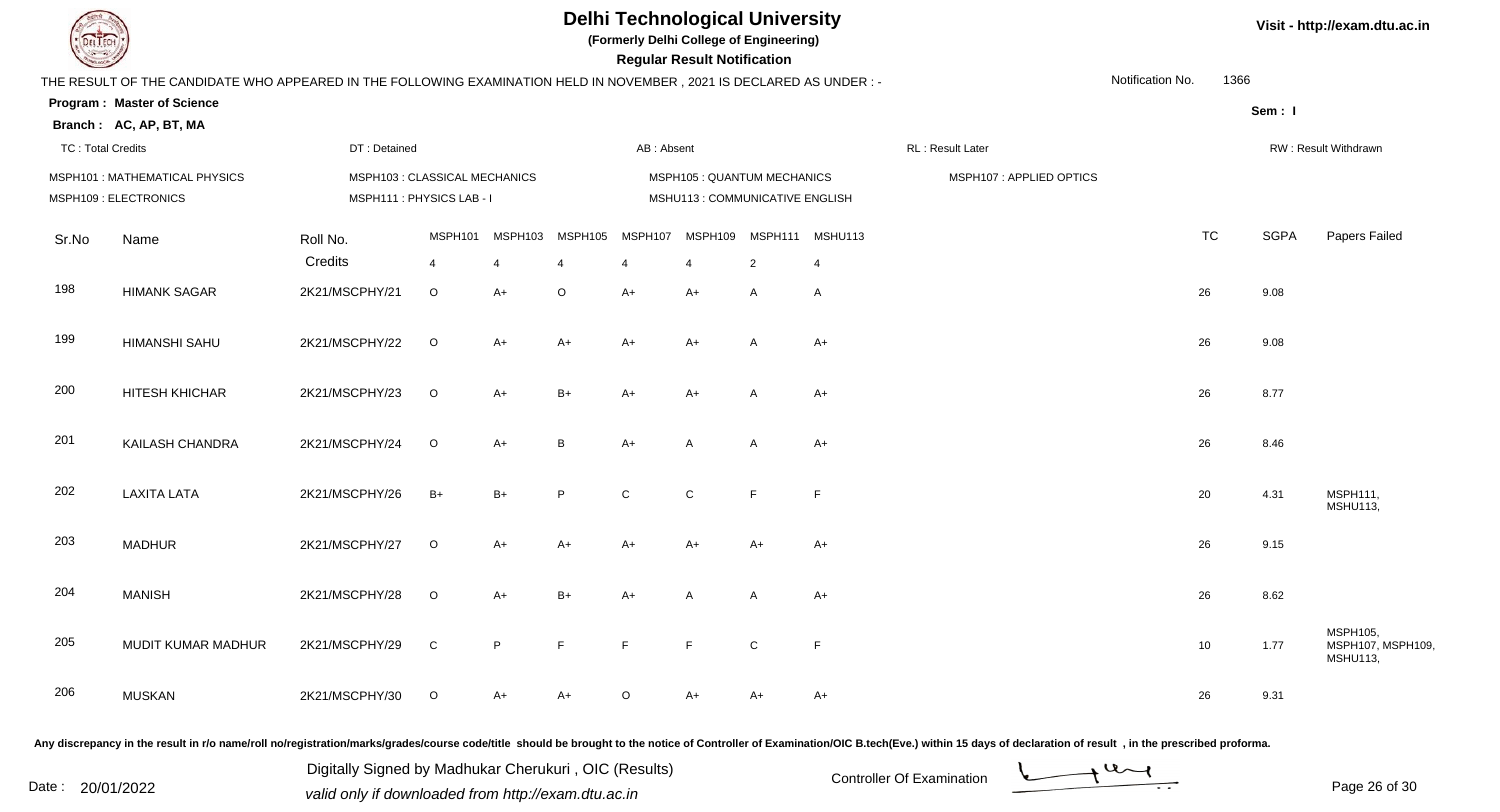# Delhi Technological University

**(Formerly Delhi College of Engineering)**

**Regular Result Notification**

Visit - http://exam.dtu.ac.in

THE RESULT OF THE CANDIDATE WHO APPEARED IN THE FOLLOWING EXAMINATION HELD IN NOVEMBER , 2021 IS DECLARED AS UNDER : -

Notification No. 1366

**Program : Master of Science**

**Sem : I**

**Branch : AC, AP, BT, MA**

TC : Total Credits | DT : Detained | AB : Absent | RL : Result Later | RW : Result Withdrawn

MSPH101 : MATHEMATICAL PHYSICS | MSPH103 : CLASSICAL MECHANICS | MSPH105 : QUANTUM MECHANICS | MSPH107 : APPLIED OPTICS
MSPH109 : ELECTRONICS | MSPH111 : PHYSICS LAB - I | MSHU113 : COMMUNICATIVE ENGLISH

| Sr.No | Name | Roll No. | MSPH101 | MSPH103 | MSPH105 | MSPH107 | MSPH109 | MSPH111 | MSHU113 | TC | SGPA | Papers Failed |
|---|---|---|---|---|---|---|---|---|---|---|---|---|
| | | Credits | 4 | 4 | 4 | 4 | 4 | 2 | 4 | | | |
| 198 | HIMANK SAGAR | 2K21/MSCPHY/21 | O | A+ | O | A+ | A+ | A | A | 26 | 9.08 | |
| 199 | HIMANSHI SAHU | 2K21/MSCPHY/22 | O | A+ | A+ | A+ | A+ | A | A+ | 26 | 9.08 | |
| 200 | HITESH KHICHAR | 2K21/MSCPHY/23 | O | A+ | B+ | A+ | A+ | A | A+ | 26 | 8.77 | |
| 201 | KAILASH CHANDRA | 2K21/MSCPHY/24 | O | A+ | B | A+ | A | A | A+ | 26 | 8.46 | |
| 202 | LAXITA LATA | 2K21/MSCPHY/26 | B+ | B+ | P | C | C | F | F | 20 | 4.31 | MSPH111, MSHU113, |
| 203 | MADHUR | 2K21/MSCPHY/27 | O | A+ | A+ | A+ | A+ | A+ | A+ | 26 | 9.15 | |
| 204 | MANISH | 2K21/MSCPHY/28 | O | A+ | B+ | A+ | A | A | A+ | 26 | 8.62 | |
| 205 | MUDIT KUMAR MADHUR | 2K21/MSCPHY/29 | C | P | F | F | F | C | F | 10 | 1.77 | MSPH105, MSPH107, MSPH109, MSHU113, |
| 206 | MUSKAN | 2K21/MSCPHY/30 | O | A+ | A+ | O | A+ | A+ | A+ | 26 | 9.31 | |

Any discrepancy in the result in r/o name/roll no/registration/marks/grades/course code/title should be brought to the notice of Controller of Examination/OIC B.tech(Eve.) within 15 days of declaration of result , in the prescribed proforma.

Date : 20/01/2022

Digitally Signed by Madhukar Cherukuri , OIC (Results)
valid only if downloaded from http://exam.dtu.ac.in

Controller Of Examination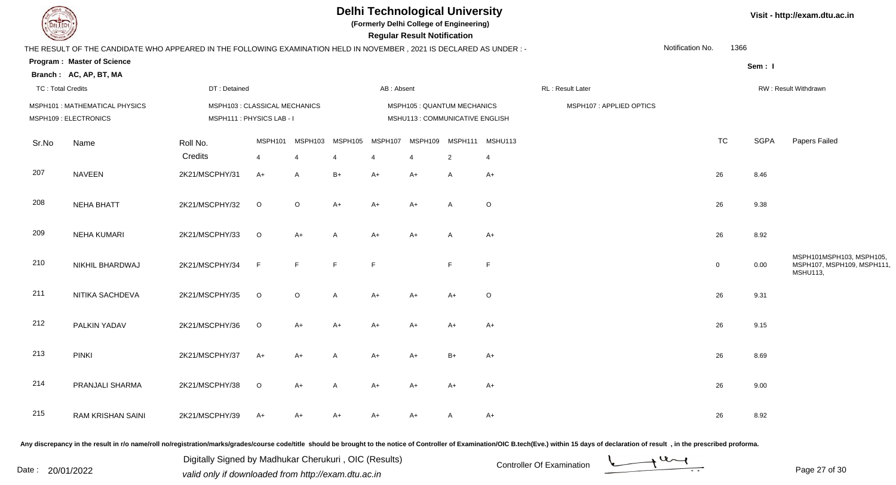# Delhi Technological University

**(Formerly Delhi College of Engineering)**

**Regular Result Notification**

Visit - http://exam.dtu.ac.in

THE RESULT OF THE CANDIDATE WHO APPEARED IN THE FOLLOWING EXAMINATION HELD IN NOVEMBER , 2021 IS DECLARED AS UNDER : -

Notification No. 1366

**Program : Master of Science**

**Branch : AC, AP, BT, MA**

**Sem : I**

TC : Total Credits | DT : Detained | AB : Absent | RL : Result Later | RW : Result Withdrawn

MSPH101 : MATHEMATICAL PHYSICS | MSPH103 : CLASSICAL MECHANICS | MSPH105 : QUANTUM MECHANICS | MSPH107 : APPLIED OPTICS
MSPH109 : ELECTRONICS | MSPH111 : PHYSICS LAB - I | MSHU113 : COMMUNICATIVE ENGLISH

| Sr.No | Name | Roll No. | MSPH101 | MSPH103 | MSPH105 | MSPH107 | MSPH109 | MSPH111 | MSHU113 | TC | SGPA | Papers Failed |
|---|---|---|---|---|---|---|---|---|---|---|---|---|
| | | Credits | 4 | 4 | 4 | 4 | 4 | 2 | 4 | | | |
| 207 | NAVEEN | 2K21/MSCPHY/31 | A+ | A | B+ | A+ | A+ | A | A+ | 26 | 8.46 | |
| 208 | NEHA BHATT | 2K21/MSCPHY/32 | O | O | A+ | A+ | A+ | A | O | 26 | 9.38 | |
| 209 | NEHA KUMARI | 2K21/MSCPHY/33 | O | A+ | A | A+ | A+ | A | A+ | 26 | 8.92 | |
| 210 | NIKHIL BHARDWAJ | 2K21/MSCPHY/34 | F | F | F | F | | F | F | 0 | 0.00 | MSPH101MSPH103, MSPH105, MSPH107, MSPH109, MSPH111, MSHU113, |
| 211 | NITIKA SACHDEVA | 2K21/MSCPHY/35 | O | O | A | A+ | A+ | A+ | O | 26 | 9.31 | |
| 212 | PALKIN YADAV | 2K21/MSCPHY/36 | O | A+ | A+ | A+ | A+ | A+ | A+ | 26 | 9.15 | |
| 213 | PINKI | 2K21/MSCPHY/37 | A+ | A+ | A | A+ | A+ | B+ | A+ | 26 | 8.69 | |
| 214 | PRANJALI SHARMA | 2K21/MSCPHY/38 | O | A+ | A | A+ | A+ | A+ | A+ | 26 | 9.00 | |
| 215 | RAM KRISHAN SAINI | 2K21/MSCPHY/39 | A+ | A+ | A+ | A+ | A+ | A | A+ | 26 | 8.92 | |

Any discrepancy in the result in r/o name/roll no/registration/marks/grades/course code/title should be brought to the notice of Controller of Examination/OIC B.tech(Eve.) within 15 days of declaration of result , in the prescribed proforma.

Date : 20/01/2022

Digitally Signed by Madhukar Cherukuri , OIC (Results)
valid only if downloaded from http://exam.dtu.ac.in

Controller Of Examination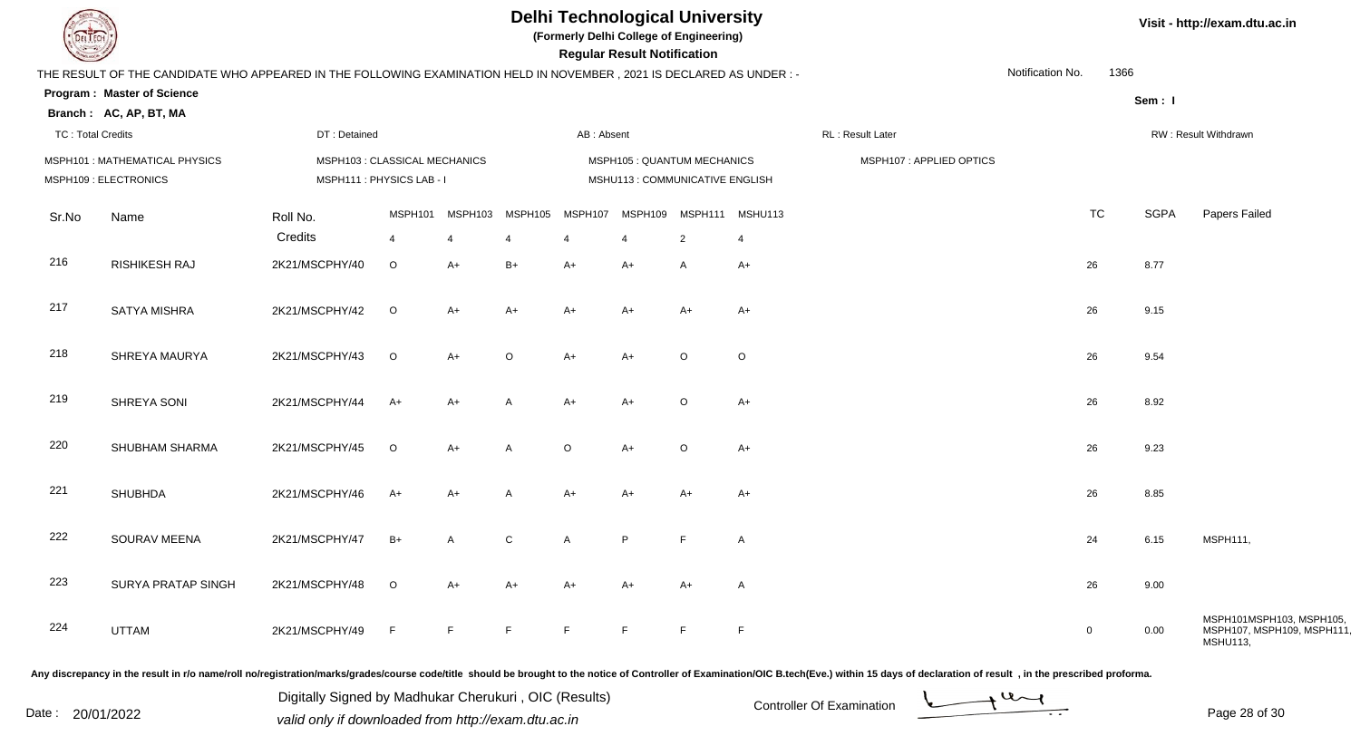# Delhi Technological University

**(Formerly Delhi College of Engineering)**

**Regular Result Notification**

Visit - http://exam.dtu.ac.in

THE RESULT OF THE CANDIDATE WHO APPEARED IN THE FOLLOWING EXAMINATION HELD IN NOVEMBER , 2021 IS DECLARED AS UNDER : -

Notification No. 1366

**Program : Master of Science**

**Branch : AC, AP, BT, MA**

Sem : I

TC : Total Credits | DT : Detained | AB : Absent | RL : Result Later | RW : Result Withdrawn

MSPH101 : MATHEMATICAL PHYSICS | MSPH103 : CLASSICAL MECHANICS | MSPH105 : QUANTUM MECHANICS | MSPH107 : APPLIED OPTICS
MSPH109 : ELECTRONICS | MSPH111 : PHYSICS LAB - I | MSHU113 : COMMUNICATIVE ENGLISH

| Sr.No | Name | Roll No. | MSPH101 | MSPH103 | MSPH105 | MSPH107 | MSPH109 | MSPH111 | MSHU113 | TC | SGPA | Papers Failed |
|---|---|---|---|---|---|---|---|---|---|---|---|---|
| | | Credits | 4 | 4 | 4 | 4 | 4 | 2 | 4 | | | |
| 216 | RISHIKESH RAJ | 2K21/MSCPHY/40 | O | A+ | B+ | A+ | A+ | A | A+ | 26 | 8.77 | |
| 217 | SATYA MISHRA | 2K21/MSCPHY/42 | O | A+ | A+ | A+ | A+ | A+ | A+ | 26 | 9.15 | |
| 218 | SHREYA MAURYA | 2K21/MSCPHY/43 | O | A+ | O | A+ | A+ | O | O | 26 | 9.54 | |
| 219 | SHREYA SONI | 2K21/MSCPHY/44 | A+ | A+ | A | A+ | A+ | O | A+ | 26 | 8.92 | |
| 220 | SHUBHAM SHARMA | 2K21/MSCPHY/45 | O | A+ | A | O | A+ | O | A+ | 26 | 9.23 | |
| 221 | SHUBHDA | 2K21/MSCPHY/46 | A+ | A+ | A | A+ | A+ | A+ | A+ | 26 | 8.85 | |
| 222 | SOURAV MEENA | 2K21/MSCPHY/47 | B+ | A | C | A | P | F | A | 24 | 6.15 | MSPH111, |
| 223 | SURYA PRATAP SINGH | 2K21/MSCPHY/48 | O | A+ | A+ | A+ | A+ | A+ | A | 26 | 9.00 | |
| 224 | UTTAM | 2K21/MSCPHY/49 | F | F | F | F | F | F | F | 0 | 0.00 | MSPH101MSPH103, MSPH105, MSPH107, MSPH109, MSPH111, MSHU113, |

Any discrepancy in the result in r/o name/roll no/registration/marks/grades/course code/title should be brought to the notice of Controller of Examination/OIC B.tech(Eve.) within 15 days of declaration of result , in the prescribed proforma.

Date : 20/01/2022

Digitally Signed by Madhukar Cherukuri , OIC (Results)
valid only if downloaded from http://exam.dtu.ac.in

Controller Of Examination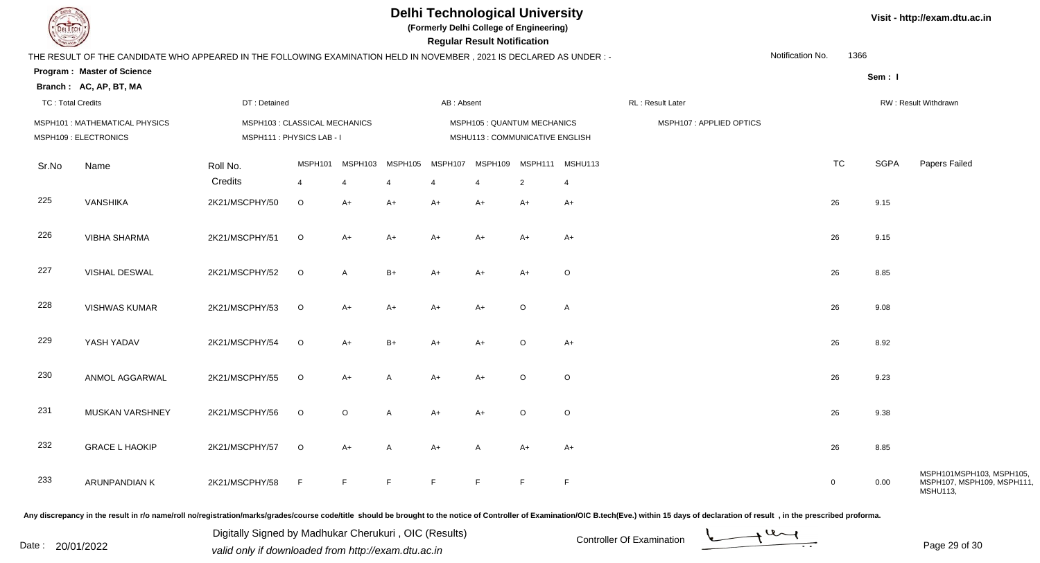# Delhi Technological University

**(Formerly Delhi College of Engineering)**

**Regular Result Notification**

THE RESULT OF THE CANDIDATE WHO APPEARED IN THE FOLLOWING EXAMINATION HELD IN NOVEMBER , 2021 IS DECLARED AS UNDER : -

Notification No. 1366

**Program : Master of Science**

**Branch : AC, AP, BT, MA**

Sem : I

TC : Total Credits | DT : Detained | AB : Absent | RL : Result Later | RW : Result Withdrawn

MSPH101 : MATHEMATICAL PHYSICS | MSPH103 : CLASSICAL MECHANICS | MSPH105 : QUANTUM MECHANICS | MSPH107 : APPLIED OPTICS
MSPH109 : ELECTRONICS | MSPH111 : PHYSICS LAB - I | MSHU113 : COMMUNICATIVE ENGLISH

| Sr.No | Name | Roll No. | MSPH101 | MSPH103 | MSPH105 | MSPH107 | MSPH109 | MSPH111 | MSHU113 | TC | SGPA | Papers Failed |
|---|---|---|---|---|---|---|---|---|---|---|---|---|
| | | Credits | 4 | 4 | 4 | 4 | 4 | 2 | 4 | | | |
| 225 | VANSHIKA | 2K21/MSCPHY/50 | O | A+ | A+ | A+ | A+ | A+ | A+ | 26 | 9.15 | |
| 226 | VIBHA SHARMA | 2K21/MSCPHY/51 | O | A+ | A+ | A+ | A+ | A+ | A+ | 26 | 9.15 | |
| 227 | VISHAL DESWAL | 2K21/MSCPHY/52 | O | A | B+ | A+ | A+ | A+ | O | 26 | 8.85 | |
| 228 | VISHWAS KUMAR | 2K21/MSCPHY/53 | O | A+ | A+ | A+ | A+ | O | A | 26 | 9.08 | |
| 229 | YASH YADAV | 2K21/MSCPHY/54 | O | A+ | B+ | A+ | A+ | O | A+ | 26 | 8.92 | |
| 230 | ANMOL AGGARWAL | 2K21/MSCPHY/55 | O | A+ | A | A+ | A+ | O | O | 26 | 9.23 | |
| 231 | MUSKAN VARSHNEY | 2K21/MSCPHY/56 | O | O | A | A+ | A+ | O | O | 26 | 9.38 | |
| 232 | GRACE L HAOKIP | 2K21/MSCPHY/57 | O | A+ | A | A+ | A | A+ | A+ | 26 | 8.85 | |
| 233 | ARUNPANDIAN K | 2K21/MSCPHY/58 | F | F | F | F | F | F | F | 0 | 0.00 | MSPH101MSPH103, MSPH105, MSPH107, MSPH109, MSPH111, MSHU113, |

Any discrepancy in the result in r/o name/roll no/registration/marks/grades/course code/title should be brought to the notice of Controller of Examination/OIC B.tech(Eve.) within 15 days of declaration of result , in the prescribed proforma.

Digitally Signed by Madhukar Cherukuri , OIC (Results)
valid only if downloaded from http://exam.dtu.ac.in

Date : 20/01/2022

Controller Of Examination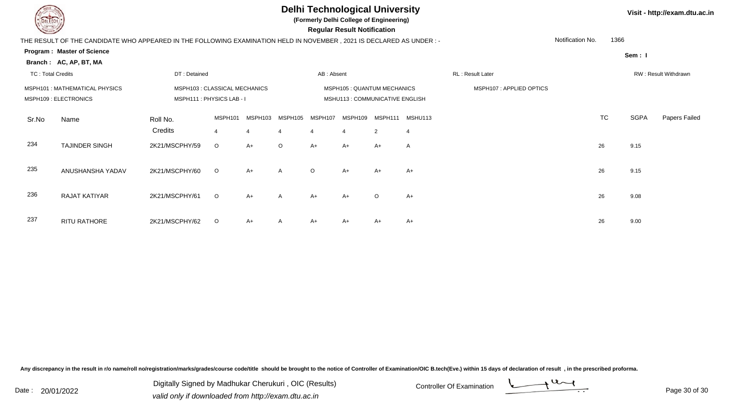# Delhi Technological University

**(Formerly Delhi College of Engineering)**

**Regular Result Notification**

Visit - http://exam.dtu.ac.in

THE RESULT OF THE CANDIDATE WHO APPEARED IN THE FOLLOWING EXAMINATION HELD IN NOVEMBER , 2021 IS DECLARED AS UNDER : -

Notification No. 1366

**Program : Master of Science**

**Branch : AC, AP, BT, MA**

Sem : I

TC : Total Credits    DT : Detained    AB : Absent    RL : Result Later    RW : Result Withdrawn

MSPH101 : MATHEMATICAL PHYSICS    MSPH103 : CLASSICAL MECHANICS    MSPH105 : QUANTUM MECHANICS    MSPH107 : APPLIED OPTICS
MSPH109 : ELECTRONICS    MSPH111 : PHYSICS LAB - I    MSHU113 : COMMUNICATIVE ENGLISH

| Sr.No | Name | Roll No. | MSPH101 | MSPH103 | MSPH105 | MSPH107 | MSPH109 | MSPH111 | MSHU113 | TC | SGPA | Papers Failed |
|---|---|---|---|---|---|---|---|---|---|---|---|---|
| | | Credits | 4 | 4 | 4 | 4 | 4 | 2 | 4 | | | |
| 234 | TAJINDER SINGH | 2K21/MSCPHY/59 | O | A+ | O | A+ | A+ | A+ | A | 26 | 9.15 | |
| 235 | ANUSHANSHA YADAV | 2K21/MSCPHY/60 | O | A+ | A | O | A+ | A+ | A+ | 26 | 9.15 | |
| 236 | RAJAT KATIYAR | 2K21/MSCPHY/61 | O | A+ | A | A+ | A+ | O | A+ | 26 | 9.08 | |
| 237 | RITU RATHORE | 2K21/MSCPHY/62 | O | A+ | A | A+ | A+ | A+ | A+ | 26 | 9.00 | |

Any discrepancy in the result in r/o name/roll no/registration/marks/grades/course code/title should be brought to the notice of Controller of Examination/OIC B.tech(Eve.) within 15 days of declaration of result , in the prescribed proforma.

Date : 20/01/2022

Digitally Signed by Madhukar Cherukuri , OIC (Results)
*valid only if downloaded from http://exam.dtu.ac.in*

Controller Of Examination